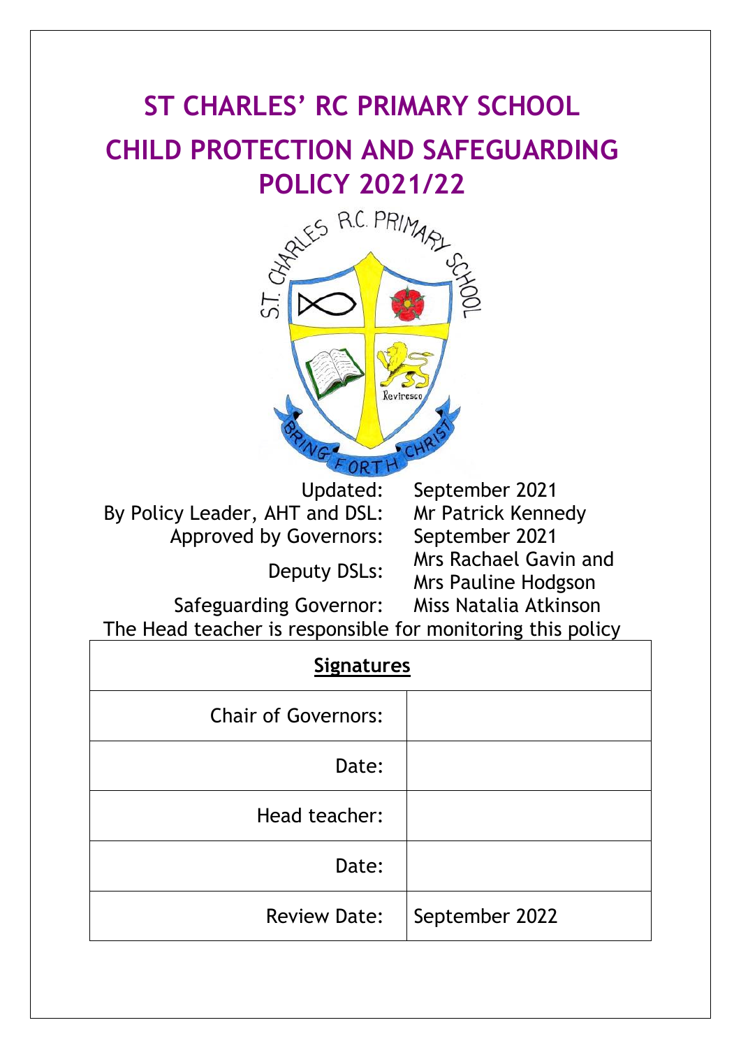# ST CHARLES' RC PRIMARY SCHOOL

# CHILD PROTECTION AND SAFEGUARDING POLICY 2021/22

Updated: September 2021
By Policy Leader, AHT and DSL: Mr Patrick Kennedy
Approved by Governors: September 2021
Deputy DSLs: Mrs Rachael Gavin and Mrs Pauline Hodgson
Safeguarding Governor: Miss Natalia Atkinson

The Head teacher is responsible for monitoring this policy

| **Signatures** | |
|---|---|
| Chair of Governors: | |
| Date: | |
| Head teacher: | |
| Date: | |
| Review Date: | September 2022 |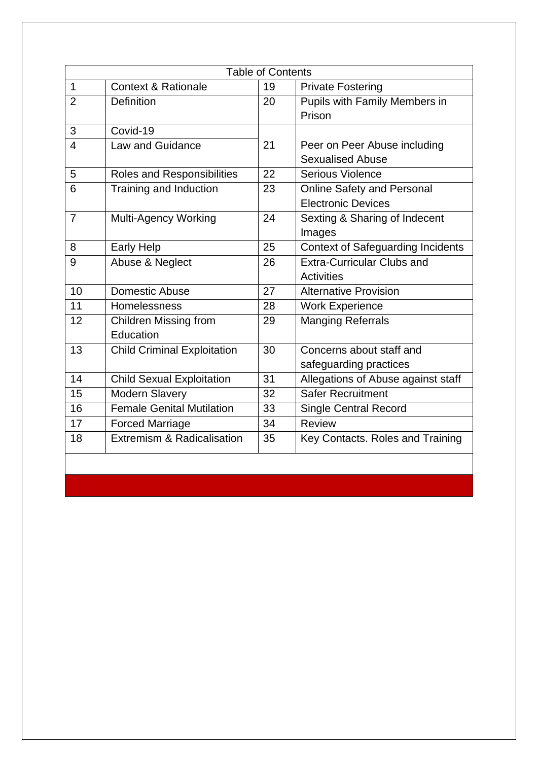| Table of Contents | | | |
|---|---|---|---|
| 1 | Context & Rationale | 19 | Private Fostering |
| 2 | Definition | 20 | Pupils with Family Members in Prison |
| 3 | Covid-19 | 21 | Peer on Peer Abuse including Sexualised Abuse |
| 4 | Law and Guidance | | |
| 5 | Roles and Responsibilities | 22 | Serious Violence |
| 6 | Training and Induction | 23 | Online Safety and Personal Electronic Devices |
| 7 | Multi-Agency Working | 24 | Sexting & Sharing of Indecent Images |
| 8 | Early Help | 25 | Context of Safeguarding Incidents |
| 9 | Abuse & Neglect | 26 | Extra-Curricular Clubs and Activities |
| 10 | Domestic Abuse | 27 | Alternative Provision |
| 11 | Homelessness | 28 | Work Experience |
| 12 | Children Missing from Education | 29 | Manging Referrals |
| 13 | Child Criminal Exploitation | 30 | Concerns about staff and safeguarding practices |
| 14 | Child Sexual Exploitation | 31 | Allegations of Abuse against staff |
| 15 | Modern Slavery | 32 | Safer Recruitment |
| 16 | Female Genital Mutilation | 33 | Single Central Record |
| 17 | Forced Marriage | 34 | Review |
| 18 | Extremism & Radicalisation | 35 | Key Contacts. Roles and Training |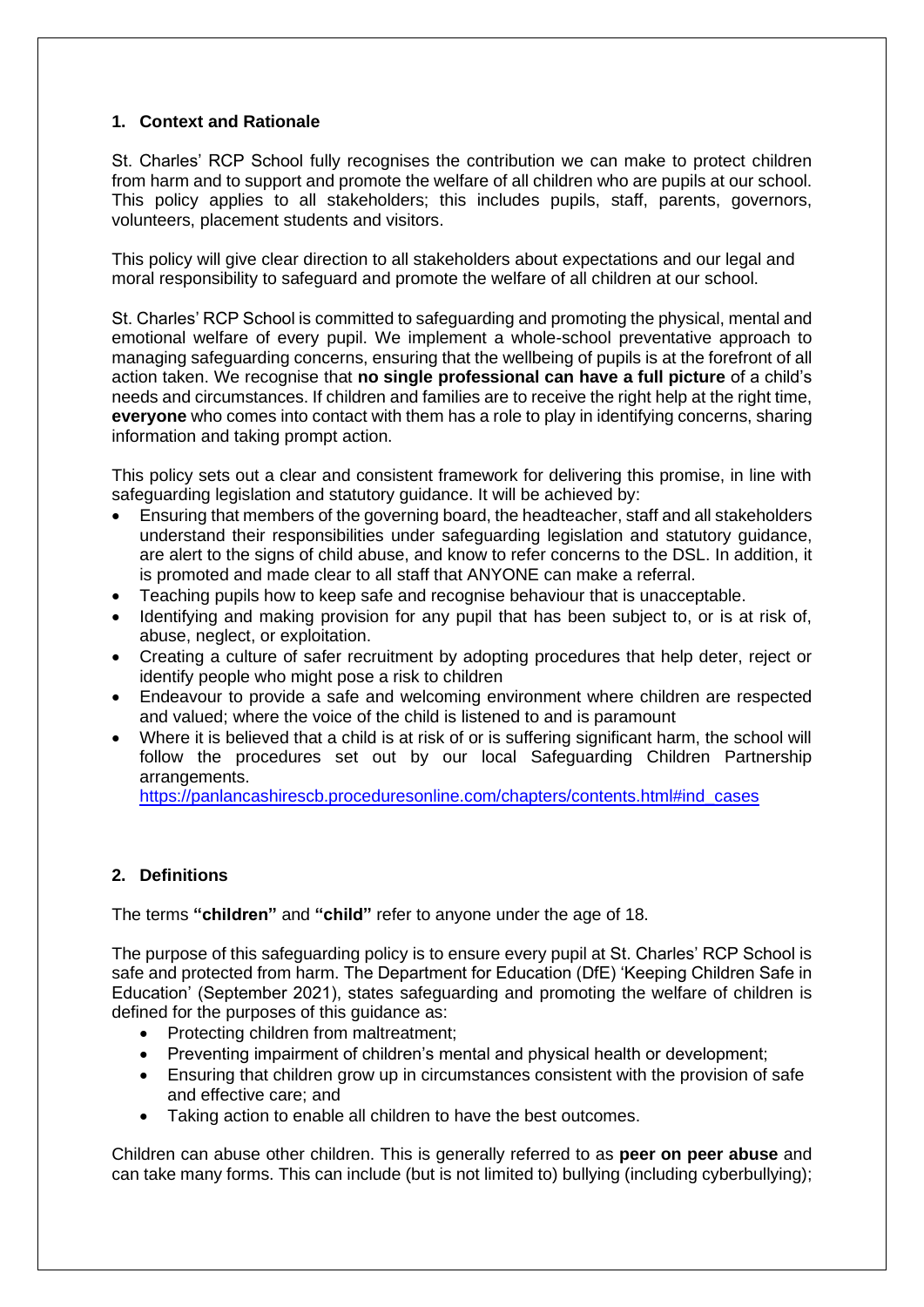## 1. Context and Rationale

St. Charles' RCP School fully recognises the contribution we can make to protect children from harm and to support and promote the welfare of all children who are pupils at our school. This policy applies to all stakeholders; this includes pupils, staff, parents, governors, volunteers, placement students and visitors.

This policy will give clear direction to all stakeholders about expectations and our legal and moral responsibility to safeguard and promote the welfare of all children at our school.

St. Charles' RCP School is committed to safeguarding and promoting the physical, mental and emotional welfare of every pupil. We implement a whole-school preventative approach to managing safeguarding concerns, ensuring that the wellbeing of pupils is at the forefront of all action taken. We recognise that **no single professional can have a full picture** of a child's needs and circumstances. If children and families are to receive the right help at the right time, **everyone** who comes into contact with them has a role to play in identifying concerns, sharing information and taking prompt action.

This policy sets out a clear and consistent framework for delivering this promise, in line with safeguarding legislation and statutory guidance. It will be achieved by:

- Ensuring that members of the governing board, the headteacher, staff and all stakeholders understand their responsibilities under safeguarding legislation and statutory guidance, are alert to the signs of child abuse, and know to refer concerns to the DSL. In addition, it is promoted and made clear to all staff that ANYONE can make a referral.
- Teaching pupils how to keep safe and recognise behaviour that is unacceptable.
- Identifying and making provision for any pupil that has been subject to, or is at risk of, abuse, neglect, or exploitation.
- Creating a culture of safer recruitment by adopting procedures that help deter, reject or identify people who might pose a risk to children
- Endeavour to provide a safe and welcoming environment where children are respected and valued; where the voice of the child is listened to and is paramount
- Where it is believed that a child is at risk of or is suffering significant harm, the school will follow the procedures set out by our local Safeguarding Children Partnership arrangements.
  https://panlancashirescb.proceduresonline.com/chapters/contents.html#ind_cases

## 2. Definitions

The terms **"children"** and **"child"** refer to anyone under the age of 18.

The purpose of this safeguarding policy is to ensure every pupil at St. Charles' RCP School is safe and protected from harm. The Department for Education (DfE) 'Keeping Children Safe in Education' (September 2021), states safeguarding and promoting the welfare of children is defined for the purposes of this guidance as:

- Protecting children from maltreatment;
- Preventing impairment of children's mental and physical health or development;
- Ensuring that children grow up in circumstances consistent with the provision of safe and effective care; and
- Taking action to enable all children to have the best outcomes.

Children can abuse other children. This is generally referred to as **peer on peer abuse** and can take many forms. This can include (but is not limited to) bullying (including cyberbullying);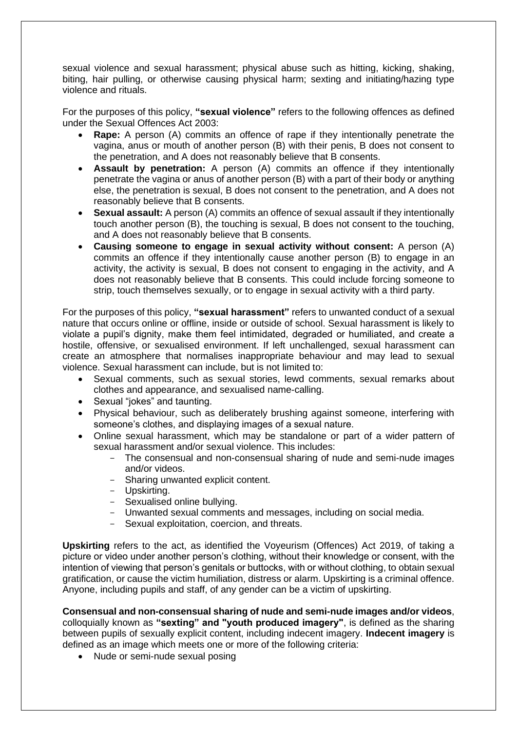sexual violence and sexual harassment; physical abuse such as hitting, kicking, shaking, biting, hair pulling, or otherwise causing physical harm; sexting and initiating/hazing type violence and rituals.

For the purposes of this policy, **"sexual violence"** refers to the following offences as defined under the Sexual Offences Act 2003:

- **Rape:** A person (A) commits an offence of rape if they intentionally penetrate the vagina, anus or mouth of another person (B) with their penis, B does not consent to the penetration, and A does not reasonably believe that B consents.
- **Assault by penetration:** A person (A) commits an offence if they intentionally penetrate the vagina or anus of another person (B) with a part of their body or anything else, the penetration is sexual, B does not consent to the penetration, and A does not reasonably believe that B consents.
- **Sexual assault:** A person (A) commits an offence of sexual assault if they intentionally touch another person (B), the touching is sexual, B does not consent to the touching, and A does not reasonably believe that B consents.
- **Causing someone to engage in sexual activity without consent:** A person (A) commits an offence if they intentionally cause another person (B) to engage in an activity, the activity is sexual, B does not consent to engaging in the activity, and A does not reasonably believe that B consents. This could include forcing someone to strip, touch themselves sexually, or to engage in sexual activity with a third party.

For the purposes of this policy, **"sexual harassment"** refers to unwanted conduct of a sexual nature that occurs online or offline, inside or outside of school. Sexual harassment is likely to violate a pupil's dignity, make them feel intimidated, degraded or humiliated, and create a hostile, offensive, or sexualised environment. If left unchallenged, sexual harassment can create an atmosphere that normalises inappropriate behaviour and may lead to sexual violence. Sexual harassment can include, but is not limited to:

- Sexual comments, such as sexual stories, lewd comments, sexual remarks about clothes and appearance, and sexualised name-calling.
- Sexual "jokes" and taunting.
- Physical behaviour, such as deliberately brushing against someone, interfering with someone's clothes, and displaying images of a sexual nature.
- Online sexual harassment, which may be standalone or part of a wider pattern of sexual harassment and/or sexual violence. This includes:
  - The consensual and non-consensual sharing of nude and semi-nude images and/or videos.
  - Sharing unwanted explicit content.
  - Upskirting.
  - Sexualised online bullying.
  - Unwanted sexual comments and messages, including on social media.
  - Sexual exploitation, coercion, and threats.

**Upskirting** refers to the act, as identified the Voyeurism (Offences) Act 2019, of taking a picture or video under another person's clothing, without their knowledge or consent, with the intention of viewing that person's genitals or buttocks, with or without clothing, to obtain sexual gratification, or cause the victim humiliation, distress or alarm. Upskirting is a criminal offence. Anyone, including pupils and staff, of any gender can be a victim of upskirting.

**Consensual and non-consensual sharing of nude and semi-nude images and/or videos**, colloquially known as **"sexting" and "youth produced imagery"**, is defined as the sharing between pupils of sexually explicit content, including indecent imagery. **Indecent imagery** is defined as an image which meets one or more of the following criteria:

- Nude or semi-nude sexual posing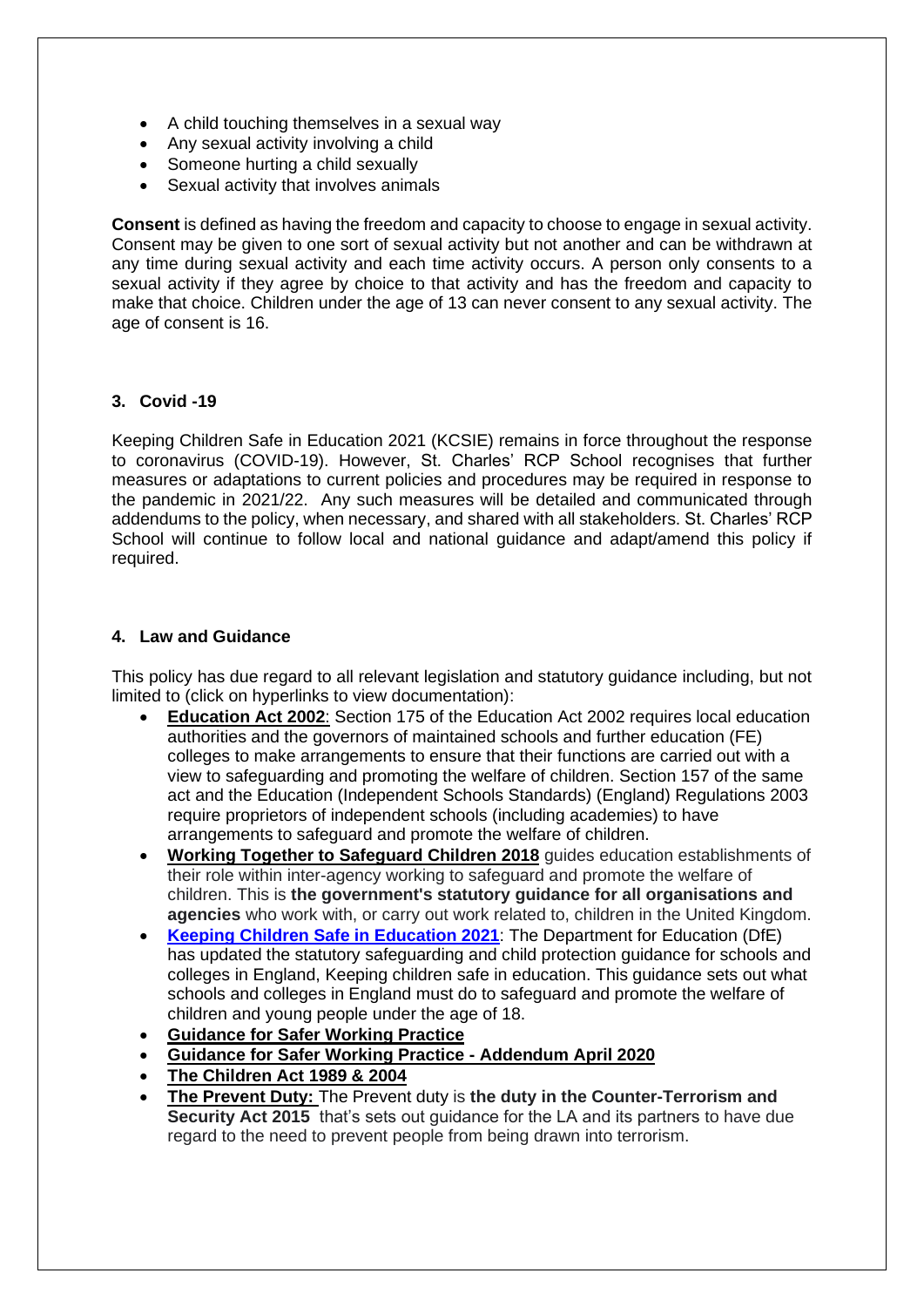- A child touching themselves in a sexual way
- Any sexual activity involving a child
- Someone hurting a child sexually
- Sexual activity that involves animals

**Consent** is defined as having the freedom and capacity to choose to engage in sexual activity. Consent may be given to one sort of sexual activity but not another and can be withdrawn at any time during sexual activity and each time activity occurs. A person only consents to a sexual activity if they agree by choice to that activity and has the freedom and capacity to make that choice. Children under the age of 13 can never consent to any sexual activity. The age of consent is 16.

## 3. Covid -19

Keeping Children Safe in Education 2021 (KCSIE) remains in force throughout the response to coronavirus (COVID-19). However, St. Charles' RCP School recognises that further measures or adaptations to current policies and procedures may be required in response to the pandemic in 2021/22. Any such measures will be detailed and communicated through addendums to the policy, when necessary, and shared with all stakeholders. St. Charles' RCP School will continue to follow local and national guidance and adapt/amend this policy if required.

## 4. Law and Guidance

This policy has due regard to all relevant legislation and statutory guidance including, but not limited to (click on hyperlinks to view documentation):

- **Education Act 2002**: Section 175 of the Education Act 2002 requires local education authorities and the governors of maintained schools and further education (FE) colleges to make arrangements to ensure that their functions are carried out with a view to safeguarding and promoting the welfare of children. Section 157 of the same act and the Education (Independent Schools Standards) (England) Regulations 2003 require proprietors of independent schools (including academies) to have arrangements to safeguard and promote the welfare of children.
- **Working Together to Safeguard Children 2018** guides education establishments of their role within inter-agency working to safeguard and promote the welfare of children. This is **the government's statutory guidance for all organisations and agencies** who work with, or carry out work related to, children in the United Kingdom.
- **Keeping Children Safe in Education 2021**: The Department for Education (DfE) has updated the statutory safeguarding and child protection guidance for schools and colleges in England, Keeping children safe in education. This guidance sets out what schools and colleges in England must do to safeguard and promote the welfare of children and young people under the age of 18.
- **Guidance for Safer Working Practice**
- **Guidance for Safer Working Practice - Addendum April 2020**
- **The Children Act 1989 & 2004**
- **The Prevent Duty:** The Prevent duty is **the duty in the Counter-Terrorism and Security Act 2015** that's sets out guidance for the LA and its partners to have due regard to the need to prevent people from being drawn into terrorism.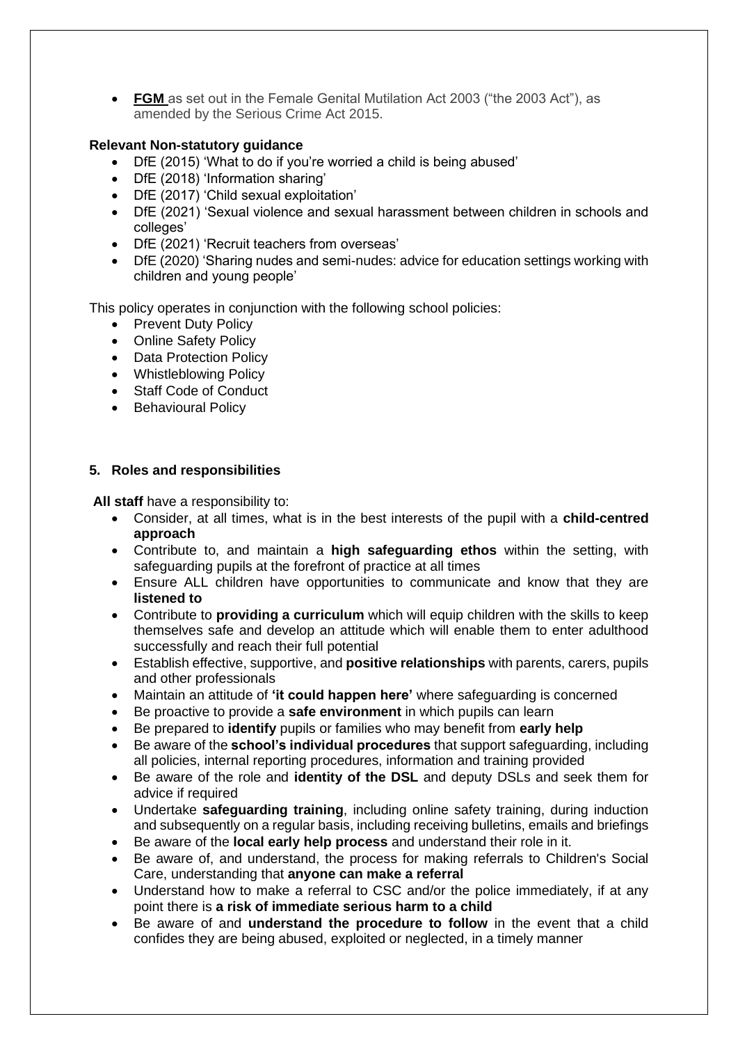- **FGM** as set out in the Female Genital Mutilation Act 2003 ("the 2003 Act"), as amended by the Serious Crime Act 2015.

**Relevant Non-statutory guidance**

- DfE (2015) 'What to do if you're worried a child is being abused'
- DfE (2018) 'Information sharing'
- DfE (2017) 'Child sexual exploitation'
- DfE (2021) 'Sexual violence and sexual harassment between children in schools and colleges'
- DfE (2021) 'Recruit teachers from overseas'
- DfE (2020) 'Sharing nudes and semi-nudes: advice for education settings working with children and young people'

This policy operates in conjunction with the following school policies:

- Prevent Duty Policy
- Online Safety Policy
- Data Protection Policy
- Whistleblowing Policy
- Staff Code of Conduct
- Behavioural Policy

## 5. Roles and responsibilities

**All staff** have a responsibility to:

- Consider, at all times, what is in the best interests of the pupil with a **child-centred approach**
- Contribute to, and maintain a **high safeguarding ethos** within the setting, with safeguarding pupils at the forefront of practice at all times
- Ensure ALL children have opportunities to communicate and know that they are **listened to**
- Contribute to **providing a curriculum** which will equip children with the skills to keep themselves safe and develop an attitude which will enable them to enter adulthood successfully and reach their full potential
- Establish effective, supportive, and **positive relationships** with parents, carers, pupils and other professionals
- Maintain an attitude of **'it could happen here'** where safeguarding is concerned
- Be proactive to provide a **safe environment** in which pupils can learn
- Be prepared to **identify** pupils or families who may benefit from **early help**
- Be aware of the **school's individual procedures** that support safeguarding, including all policies, internal reporting procedures, information and training provided
- Be aware of the role and **identity of the DSL** and deputy DSLs and seek them for advice if required
- Undertake **safeguarding training**, including online safety training, during induction and subsequently on a regular basis, including receiving bulletins, emails and briefings
- Be aware of the **local early help process** and understand their role in it.
- Be aware of, and understand, the process for making referrals to Children's Social Care, understanding that **anyone can make a referral**
- Understand how to make a referral to CSC and/or the police immediately, if at any point there is **a risk of immediate serious harm to a child**
- Be aware of and **understand the procedure to follow** in the event that a child confides they are being abused, exploited or neglected, in a timely manner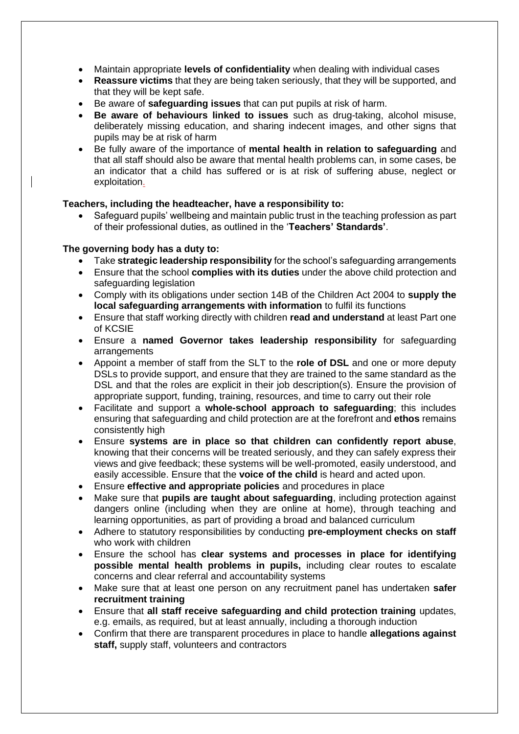- Maintain appropriate **levels of confidentiality** when dealing with individual cases
- **Reassure victims** that they are being taken seriously, that they will be supported, and that they will be kept safe.
- Be aware of **safeguarding issues** that can put pupils at risk of harm.
- **Be aware of behaviours linked to issues** such as drug-taking, alcohol misuse, deliberately missing education, and sharing indecent images, and other signs that pupils may be at risk of harm
- Be fully aware of the importance of **mental health in relation to safeguarding** and that all staff should also be aware that mental health problems can, in some cases, be an indicator that a child has suffered or is at risk of suffering abuse, neglect or exploitation.

**Teachers, including the headteacher, have a responsibility to:**

- Safeguard pupils' wellbeing and maintain public trust in the teaching profession as part of their professional duties, as outlined in the '**Teachers' Standards'**.

**The governing body has a duty to:**

- Take **strategic leadership responsibility** for the school's safeguarding arrangements
- Ensure that the school **complies with its duties** under the above child protection and safeguarding legislation
- Comply with its obligations under section 14B of the Children Act 2004 to **supply the local safeguarding arrangements with information** to fulfil its functions
- Ensure that staff working directly with children **read and understand** at least Part one of KCSIE
- Ensure a **named Governor takes leadership responsibility** for safeguarding arrangements
- Appoint a member of staff from the SLT to the **role of DSL** and one or more deputy DSLs to provide support, and ensure that they are trained to the same standard as the DSL and that the roles are explicit in their job description(s). Ensure the provision of appropriate support, funding, training, resources, and time to carry out their role
- Facilitate and support a **whole-school approach to safeguarding**; this includes ensuring that safeguarding and child protection are at the forefront and **ethos** remains consistently high
- Ensure **systems are in place so that children can confidently report abuse**, knowing that their concerns will be treated seriously, and they can safely express their views and give feedback; these systems will be well-promoted, easily understood, and easily accessible. Ensure that the **voice of the child** is heard and acted upon.
- Ensure **effective and appropriate policies** and procedures in place
- Make sure that **pupils are taught about safeguarding**, including protection against dangers online (including when they are online at home), through teaching and learning opportunities, as part of providing a broad and balanced curriculum
- Adhere to statutory responsibilities by conducting **pre-employment checks on staff** who work with children
- Ensure the school has **clear systems and processes in place for identifying possible mental health problems in pupils,** including clear routes to escalate concerns and clear referral and accountability systems
- Make sure that at least one person on any recruitment panel has undertaken **safer recruitment training**
- Ensure that **all staff receive safeguarding and child protection training** updates, e.g. emails, as required, but at least annually, including a thorough induction
- Confirm that there are transparent procedures in place to handle **allegations against staff,** supply staff, volunteers and contractors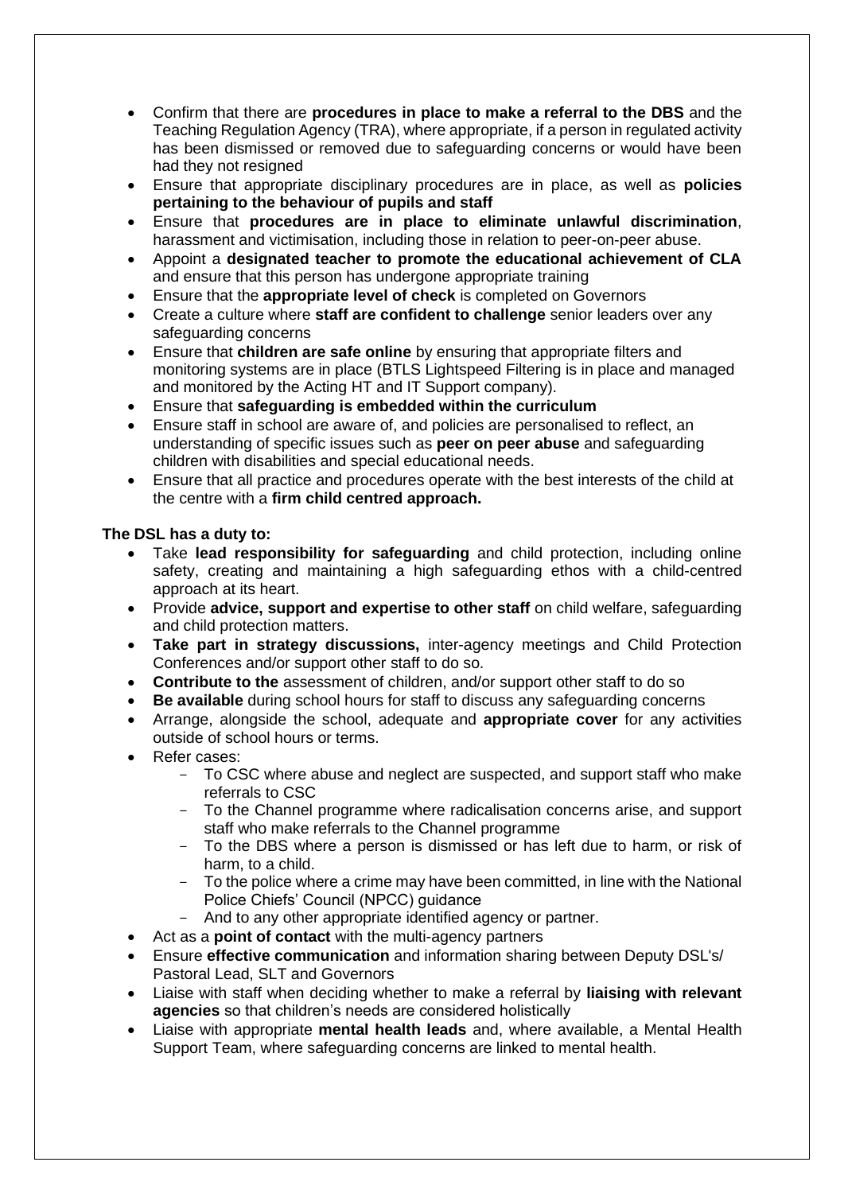- Confirm that there are **procedures in place to make a referral to the DBS** and the Teaching Regulation Agency (TRA), where appropriate, if a person in regulated activity has been dismissed or removed due to safeguarding concerns or would have been had they not resigned
- Ensure that appropriate disciplinary procedures are in place, as well as **policies pertaining to the behaviour of pupils and staff**
- Ensure that **procedures are in place to eliminate unlawful discrimination**, harassment and victimisation, including those in relation to peer-on-peer abuse.
- Appoint a **designated teacher to promote the educational achievement of CLA** and ensure that this person has undergone appropriate training
- Ensure that the **appropriate level of check** is completed on Governors
- Create a culture where **staff are confident to challenge** senior leaders over any safeguarding concerns
- Ensure that **children are safe online** by ensuring that appropriate filters and monitoring systems are in place (BTLS Lightspeed Filtering is in place and managed and monitored by the Acting HT and IT Support company).
- Ensure that **safeguarding is embedded within the curriculum**
- Ensure staff in school are aware of, and policies are personalised to reflect, an understanding of specific issues such as **peer on peer abuse** and safeguarding children with disabilities and special educational needs.
- Ensure that all practice and procedures operate with the best interests of the child at the centre with a **firm child centred approach.**

**The DSL has a duty to:**

- Take **lead responsibility for safeguarding** and child protection, including online safety, creating and maintaining a high safeguarding ethos with a child-centred approach at its heart.
- Provide **advice, support and expertise to other staff** on child welfare, safeguarding and child protection matters.
- **Take part in strategy discussions,** inter-agency meetings and Child Protection Conferences and/or support other staff to do so.
- **Contribute to the** assessment of children, and/or support other staff to do so
- **Be available** during school hours for staff to discuss any safeguarding concerns
- Arrange, alongside the school, adequate and **appropriate cover** for any activities outside of school hours or terms.
- Refer cases:
  - To CSC where abuse and neglect are suspected, and support staff who make referrals to CSC
  - To the Channel programme where radicalisation concerns arise, and support staff who make referrals to the Channel programme
  - To the DBS where a person is dismissed or has left due to harm, or risk of harm, to a child.
  - To the police where a crime may have been committed, in line with the National Police Chiefs' Council (NPCC) guidance
  - And to any other appropriate identified agency or partner.
- Act as a **point of contact** with the multi-agency partners
- Ensure **effective communication** and information sharing between Deputy DSL's/ Pastoral Lead, SLT and Governors
- Liaise with staff when deciding whether to make a referral by **liaising with relevant agencies** so that children's needs are considered holistically
- Liaise with appropriate **mental health leads** and, where available, a Mental Health Support Team, where safeguarding concerns are linked to mental health.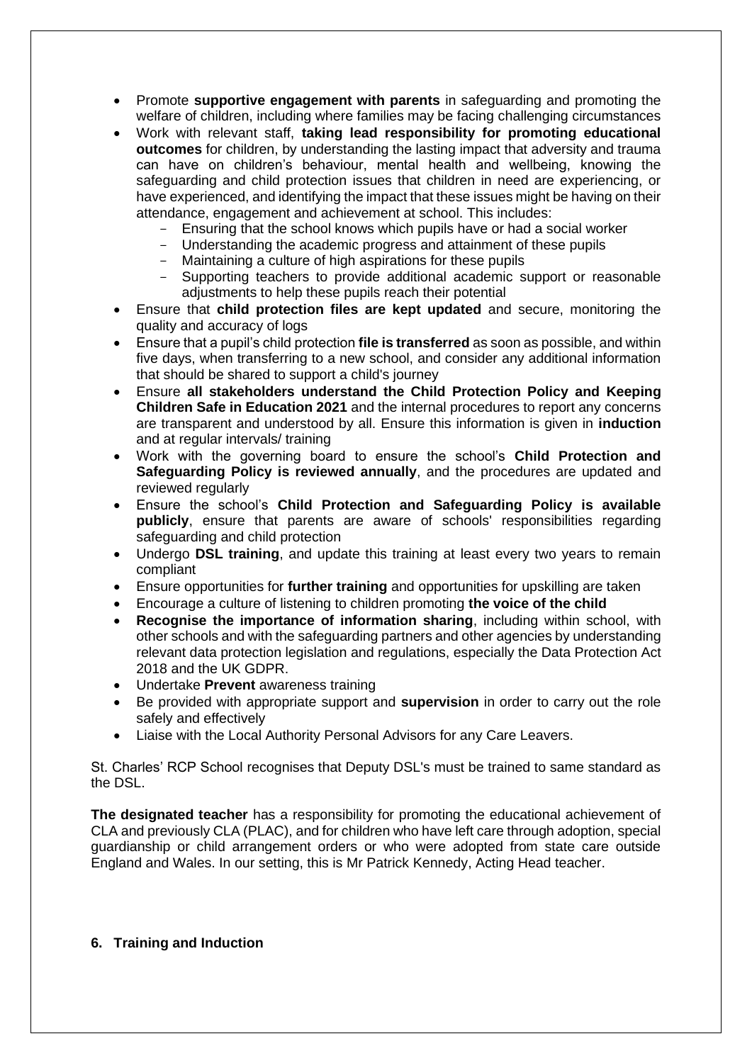- Promote **supportive engagement with parents** in safeguarding and promoting the welfare of children, including where families may be facing challenging circumstances
- Work with relevant staff, **taking lead responsibility for promoting educational outcomes** for children, by understanding the lasting impact that adversity and trauma can have on children's behaviour, mental health and wellbeing, knowing the safeguarding and child protection issues that children in need are experiencing, or have experienced, and identifying the impact that these issues might be having on their attendance, engagement and achievement at school. This includes:
  - Ensuring that the school knows which pupils have or had a social worker
  - Understanding the academic progress and attainment of these pupils
  - Maintaining a culture of high aspirations for these pupils
  - Supporting teachers to provide additional academic support or reasonable adjustments to help these pupils reach their potential
- Ensure that **child protection files are kept updated** and secure, monitoring the quality and accuracy of logs
- Ensure that a pupil's child protection **file is transferred** as soon as possible, and within five days, when transferring to a new school, and consider any additional information that should be shared to support a child's journey
- Ensure **all stakeholders understand the Child Protection Policy and Keeping Children Safe in Education 2021** and the internal procedures to report any concerns are transparent and understood by all. Ensure this information is given in **induction** and at regular intervals/ training
- Work with the governing board to ensure the school's **Child Protection and Safeguarding Policy is reviewed annually**, and the procedures are updated and reviewed regularly
- Ensure the school's **Child Protection and Safeguarding Policy is available publicly**, ensure that parents are aware of schools' responsibilities regarding safeguarding and child protection
- Undergo **DSL training**, and update this training at least every two years to remain compliant
- Ensure opportunities for **further training** and opportunities for upskilling are taken
- Encourage a culture of listening to children promoting **the voice of the child**
- **Recognise the importance of information sharing**, including within school, with other schools and with the safeguarding partners and other agencies by understanding relevant data protection legislation and regulations, especially the Data Protection Act 2018 and the UK GDPR.
- Undertake **Prevent** awareness training
- Be provided with appropriate support and **supervision** in order to carry out the role safely and effectively
- Liaise with the Local Authority Personal Advisors for any Care Leavers.

St. Charles' RCP School recognises that Deputy DSL's must be trained to same standard as the DSL.

**The designated teacher** has a responsibility for promoting the educational achievement of CLA and previously CLA (PLAC), and for children who have left care through adoption, special guardianship or child arrangement orders or who were adopted from state care outside England and Wales. In our setting, this is Mr Patrick Kennedy, Acting Head teacher.

## 6. Training and Induction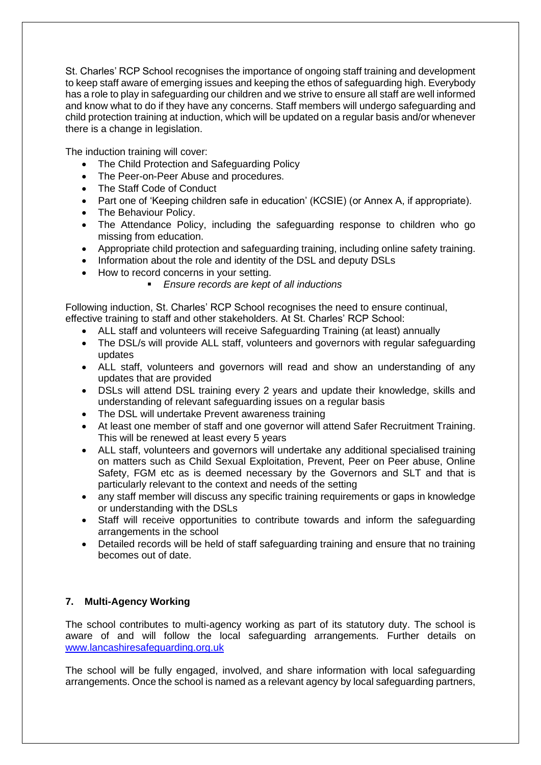St. Charles' RCP School recognises the importance of ongoing staff training and development to keep staff aware of emerging issues and keeping the ethos of safeguarding high. Everybody has a role to play in safeguarding our children and we strive to ensure all staff are well informed and know what to do if they have any concerns. Staff members will undergo safeguarding and child protection training at induction, which will be updated on a regular basis and/or whenever there is a change in legislation.

The induction training will cover:

- The Child Protection and Safeguarding Policy
- The Peer-on-Peer Abuse and procedures.
- The Staff Code of Conduct
- Part one of 'Keeping children safe in education' (KCSIE) (or Annex A, if appropriate).
- The Behaviour Policy.
- The Attendance Policy, including the safeguarding response to children who go missing from education.
- Appropriate child protection and safeguarding training, including online safety training.
- Information about the role and identity of the DSL and deputy DSLs
- How to record concerns in your setting.
    - *Ensure records are kept of all inductions*

Following induction, St. Charles' RCP School recognises the need to ensure continual, effective training to staff and other stakeholders. At St. Charles' RCP School:

- ALL staff and volunteers will receive Safeguarding Training (at least) annually
- The DSL/s will provide ALL staff, volunteers and governors with regular safeguarding updates
- ALL staff, volunteers and governors will read and show an understanding of any updates that are provided
- DSLs will attend DSL training every 2 years and update their knowledge, skills and understanding of relevant safeguarding issues on a regular basis
- The DSL will undertake Prevent awareness training
- At least one member of staff and one governor will attend Safer Recruitment Training. This will be renewed at least every 5 years
- ALL staff, volunteers and governors will undertake any additional specialised training on matters such as Child Sexual Exploitation, Prevent, Peer on Peer abuse, Online Safety, FGM etc as is deemed necessary by the Governors and SLT and that is particularly relevant to the context and needs of the setting
- any staff member will discuss any specific training requirements or gaps in knowledge or understanding with the DSLs
- Staff will receive opportunities to contribute towards and inform the safeguarding arrangements in the school
- Detailed records will be held of staff safeguarding training and ensure that no training becomes out of date.

## 7. Multi-Agency Working

The school contributes to multi-agency working as part of its statutory duty. The school is aware of and will follow the local safeguarding arrangements. Further details on [www.lancashiresafeguarding.org.uk](http://www.lancashiresafeguarding.org.uk)

The school will be fully engaged, involved, and share information with local safeguarding arrangements. Once the school is named as a relevant agency by local safeguarding partners,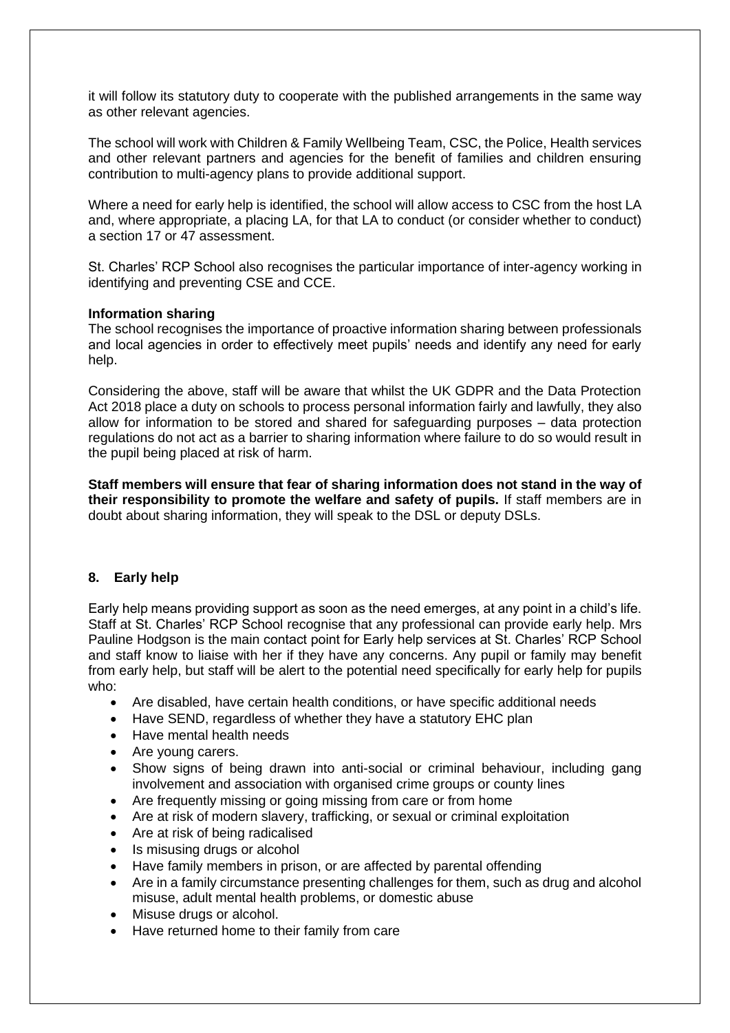it will follow its statutory duty to cooperate with the published arrangements in the same way as other relevant agencies.

The school will work with Children & Family Wellbeing Team, CSC, the Police, Health services and other relevant partners and agencies for the benefit of families and children ensuring contribution to multi-agency plans to provide additional support.

Where a need for early help is identified, the school will allow access to CSC from the host LA and, where appropriate, a placing LA, for that LA to conduct (or consider whether to conduct) a section 17 or 47 assessment.

St. Charles' RCP School also recognises the particular importance of inter-agency working in identifying and preventing CSE and CCE.

**Information sharing**

The school recognises the importance of proactive information sharing between professionals and local agencies in order to effectively meet pupils' needs and identify any need for early help.

Considering the above, staff will be aware that whilst the UK GDPR and the Data Protection Act 2018 place a duty on schools to process personal information fairly and lawfully, they also allow for information to be stored and shared for safeguarding purposes – data protection regulations do not act as a barrier to sharing information where failure to do so would result in the pupil being placed at risk of harm.

**Staff members will ensure that fear of sharing information does not stand in the way of their responsibility to promote the welfare and safety of pupils.** If staff members are in doubt about sharing information, they will speak to the DSL or deputy DSLs.

## 8. Early help

Early help means providing support as soon as the need emerges, at any point in a child's life. Staff at St. Charles' RCP School recognise that any professional can provide early help. Mrs Pauline Hodgson is the main contact point for Early help services at St. Charles' RCP School and staff know to liaise with her if they have any concerns. Any pupil or family may benefit from early help, but staff will be alert to the potential need specifically for early help for pupils who:

- Are disabled, have certain health conditions, or have specific additional needs
- Have SEND, regardless of whether they have a statutory EHC plan
- Have mental health needs
- Are young carers.
- Show signs of being drawn into anti-social or criminal behaviour, including gang involvement and association with organised crime groups or county lines
- Are frequently missing or going missing from care or from home
- Are at risk of modern slavery, trafficking, or sexual or criminal exploitation
- Are at risk of being radicalised
- Is misusing drugs or alcohol
- Have family members in prison, or are affected by parental offending
- Are in a family circumstance presenting challenges for them, such as drug and alcohol misuse, adult mental health problems, or domestic abuse
- Misuse drugs or alcohol.
- Have returned home to their family from care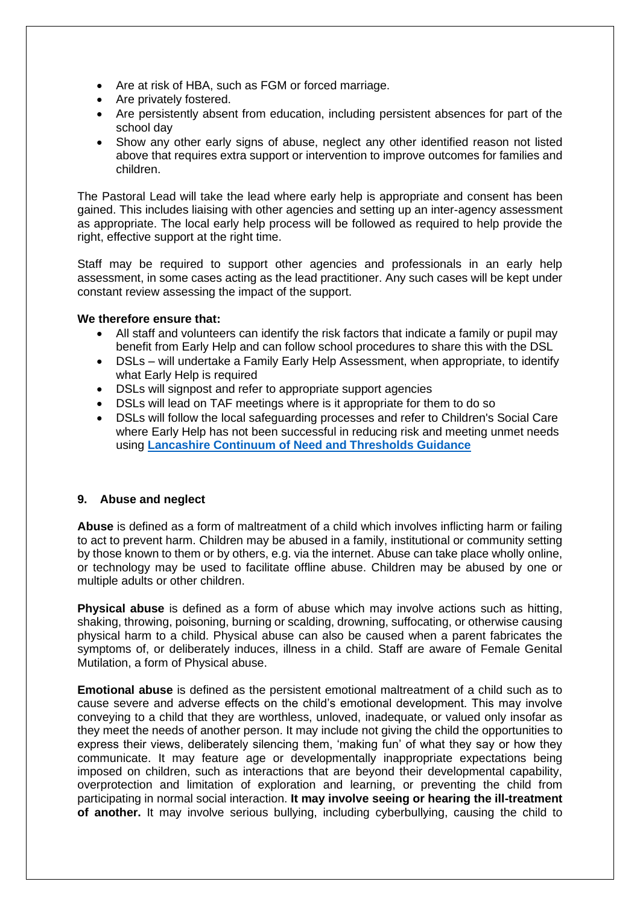- Are at risk of HBA, such as FGM or forced marriage.
- Are privately fostered.
- Are persistently absent from education, including persistent absences for part of the school day
- Show any other early signs of abuse, neglect any other identified reason not listed above that requires extra support or intervention to improve outcomes for families and children.

The Pastoral Lead will take the lead where early help is appropriate and consent has been gained. This includes liaising with other agencies and setting up an inter-agency assessment as appropriate. The local early help process will be followed as required to help provide the right, effective support at the right time.

Staff may be required to support other agencies and professionals in an early help assessment, in some cases acting as the lead practitioner. Any such cases will be kept under constant review assessing the impact of the support.

**We therefore ensure that:**

- All staff and volunteers can identify the risk factors that indicate a family or pupil may benefit from Early Help and can follow school procedures to share this with the DSL
- DSLs – will undertake a Family Early Help Assessment, when appropriate, to identify what Early Help is required
- DSLs will signpost and refer to appropriate support agencies
- DSLs will lead on TAF meetings where is it appropriate for them to do so
- DSLs will follow the local safeguarding processes and refer to Children's Social Care where Early Help has not been successful in reducing risk and meeting unmet needs using **Lancashire Continuum of Need and Thresholds Guidance**

## 9. Abuse and neglect

**Abuse** is defined as a form of maltreatment of a child which involves inflicting harm or failing to act to prevent harm. Children may be abused in a family, institutional or community setting by those known to them or by others, e.g. via the internet. Abuse can take place wholly online, or technology may be used to facilitate offline abuse. Children may be abused by one or multiple adults or other children.

**Physical abuse** is defined as a form of abuse which may involve actions such as hitting, shaking, throwing, poisoning, burning or scalding, drowning, suffocating, or otherwise causing physical harm to a child. Physical abuse can also be caused when a parent fabricates the symptoms of, or deliberately induces, illness in a child. Staff are aware of Female Genital Mutilation, a form of Physical abuse.

**Emotional abuse** is defined as the persistent emotional maltreatment of a child such as to cause severe and adverse effects on the child's emotional development. This may involve conveying to a child that they are worthless, unloved, inadequate, or valued only insofar as they meet the needs of another person. It may include not giving the child the opportunities to express their views, deliberately silencing them, 'making fun' of what they say or how they communicate. It may feature age or developmentally inappropriate expectations being imposed on children, such as interactions that are beyond their developmental capability, overprotection and limitation of exploration and learning, or preventing the child from participating in normal social interaction. **It may involve seeing or hearing the ill-treatment of another.** It may involve serious bullying, including cyberbullying, causing the child to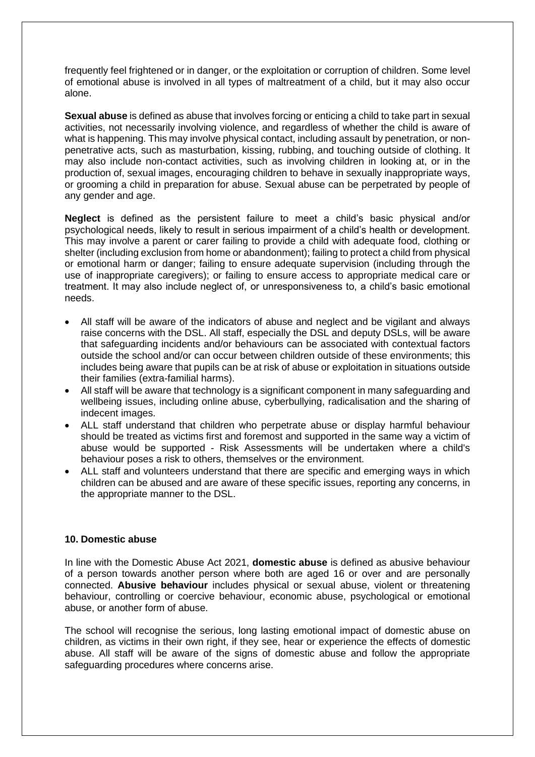frequently feel frightened or in danger, or the exploitation or corruption of children. Some level of emotional abuse is involved in all types of maltreatment of a child, but it may also occur alone.

**Sexual abuse** is defined as abuse that involves forcing or enticing a child to take part in sexual activities, not necessarily involving violence, and regardless of whether the child is aware of what is happening. This may involve physical contact, including assault by penetration, or non-penetrative acts, such as masturbation, kissing, rubbing, and touching outside of clothing. It may also include non-contact activities, such as involving children in looking at, or in the production of, sexual images, encouraging children to behave in sexually inappropriate ways, or grooming a child in preparation for abuse. Sexual abuse can be perpetrated by people of any gender and age.

**Neglect** is defined as the persistent failure to meet a child's basic physical and/or psychological needs, likely to result in serious impairment of a child's health or development. This may involve a parent or carer failing to provide a child with adequate food, clothing or shelter (including exclusion from home or abandonment); failing to protect a child from physical or emotional harm or danger; failing to ensure adequate supervision (including through the use of inappropriate caregivers); or failing to ensure access to appropriate medical care or treatment. It may also include neglect of, or unresponsiveness to, a child's basic emotional needs.

- All staff will be aware of the indicators of abuse and neglect and be vigilant and always raise concerns with the DSL. All staff, especially the DSL and deputy DSLs, will be aware that safeguarding incidents and/or behaviours can be associated with contextual factors outside the school and/or can occur between children outside of these environments; this includes being aware that pupils can be at risk of abuse or exploitation in situations outside their families (extra-familial harms).
- All staff will be aware that technology is a significant component in many safeguarding and wellbeing issues, including online abuse, cyberbullying, radicalisation and the sharing of indecent images.
- ALL staff understand that children who perpetrate abuse or display harmful behaviour should be treated as victims first and foremost and supported in the same way a victim of abuse would be supported - Risk Assessments will be undertaken where a child's behaviour poses a risk to others, themselves or the environment.
- ALL staff and volunteers understand that there are specific and emerging ways in which children can be abused and are aware of these specific issues, reporting any concerns, in the appropriate manner to the DSL.

## 10. Domestic abuse

In line with the Domestic Abuse Act 2021, **domestic abuse** is defined as abusive behaviour of a person towards another person where both are aged 16 or over and are personally connected. **Abusive behaviour** includes physical or sexual abuse, violent or threatening behaviour, controlling or coercive behaviour, economic abuse, psychological or emotional abuse, or another form of abuse.

The school will recognise the serious, long lasting emotional impact of domestic abuse on children, as victims in their own right, if they see, hear or experience the effects of domestic abuse. All staff will be aware of the signs of domestic abuse and follow the appropriate safeguarding procedures where concerns arise.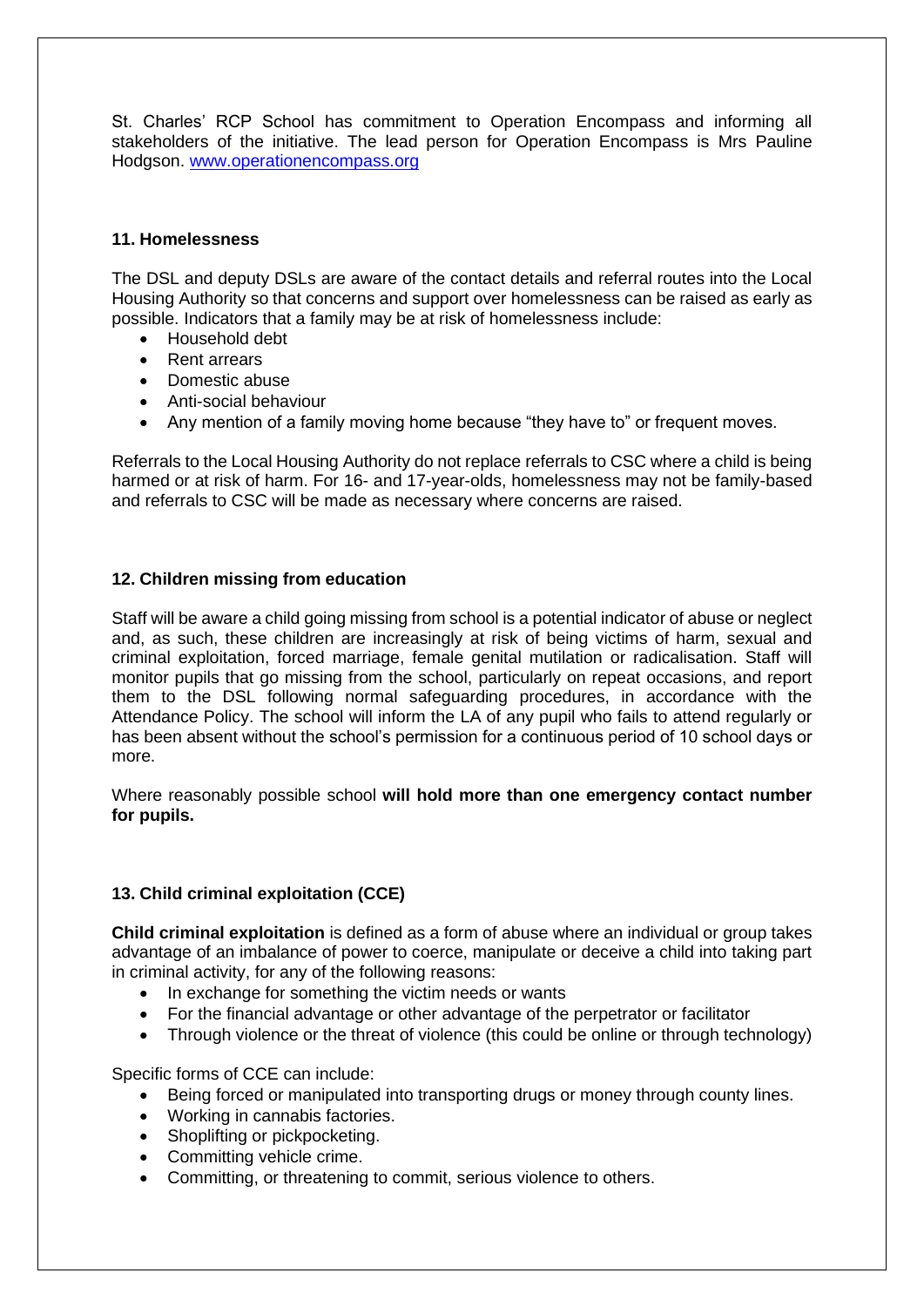St. Charles' RCP School has commitment to Operation Encompass and informing all stakeholders of the initiative. The lead person for Operation Encompass is Mrs Pauline Hodgson. [www.operationencompass.org](www.operationencompass.org)

**11. Homelessness**

The DSL and deputy DSLs are aware of the contact details and referral routes into the Local Housing Authority so that concerns and support over homelessness can be raised as early as possible. Indicators that a family may be at risk of homelessness include:

- Household debt
- Rent arrears
- Domestic abuse
- Anti-social behaviour
- Any mention of a family moving home because "they have to" or frequent moves.

Referrals to the Local Housing Authority do not replace referrals to CSC where a child is being harmed or at risk of harm. For 16- and 17-year-olds, homelessness may not be family-based and referrals to CSC will be made as necessary where concerns are raised.

**12. Children missing from education**

Staff will be aware a child going missing from school is a potential indicator of abuse or neglect and, as such, these children are increasingly at risk of being victims of harm, sexual and criminal exploitation, forced marriage, female genital mutilation or radicalisation. Staff will monitor pupils that go missing from the school, particularly on repeat occasions, and report them to the DSL following normal safeguarding procedures, in accordance with the Attendance Policy. The school will inform the LA of any pupil who fails to attend regularly or has been absent without the school's permission for a continuous period of 10 school days or more.

Where reasonably possible school **will hold more than one emergency contact number for pupils.**

**13. Child criminal exploitation (CCE)**

**Child criminal exploitation** is defined as a form of abuse where an individual or group takes advantage of an imbalance of power to coerce, manipulate or deceive a child into taking part in criminal activity, for any of the following reasons:

- In exchange for something the victim needs or wants
- For the financial advantage or other advantage of the perpetrator or facilitator
- Through violence or the threat of violence (this could be online or through technology)

Specific forms of CCE can include:

- Being forced or manipulated into transporting drugs or money through county lines.
- Working in cannabis factories.
- Shoplifting or pickpocketing.
- Committing vehicle crime.
- Committing, or threatening to commit, serious violence to others.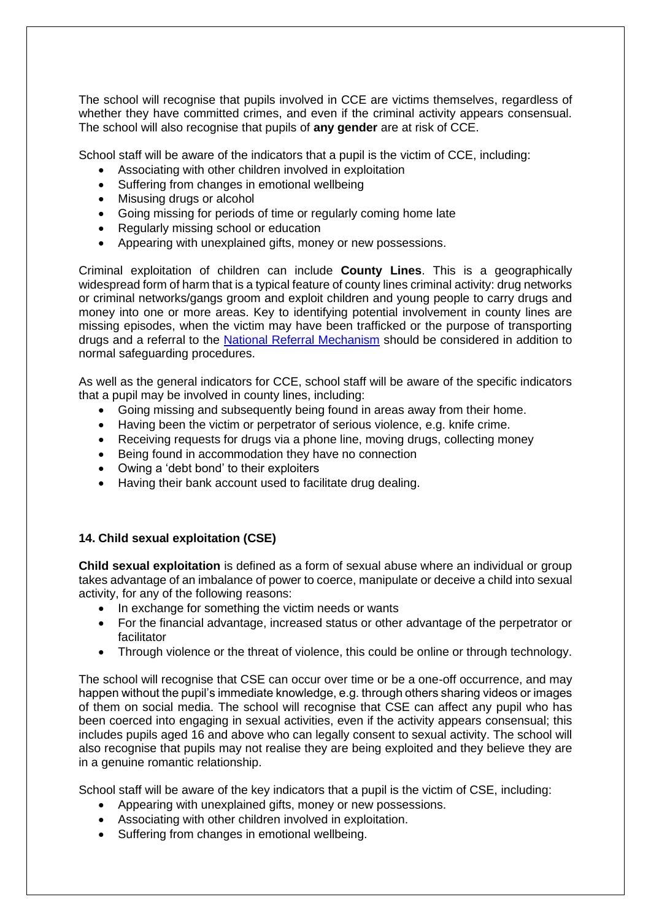The school will recognise that pupils involved in CCE are victims themselves, regardless of whether they have committed crimes, and even if the criminal activity appears consensual. The school will also recognise that pupils of **any gender** are at risk of CCE.

School staff will be aware of the indicators that a pupil is the victim of CCE, including:

- Associating with other children involved in exploitation
- Suffering from changes in emotional wellbeing
- Misusing drugs or alcohol
- Going missing for periods of time or regularly coming home late
- Regularly missing school or education
- Appearing with unexplained gifts, money or new possessions.

Criminal exploitation of children can include **County Lines**. This is a geographically widespread form of harm that is a typical feature of county lines criminal activity: drug networks or criminal networks/gangs groom and exploit children and young people to carry drugs and money into one or more areas. Key to identifying potential involvement in county lines are missing episodes, when the victim may have been trafficked or the purpose of transporting drugs and a referral to the [National Referral Mechanism] should be considered in addition to normal safeguarding procedures.

As well as the general indicators for CCE, school staff will be aware of the specific indicators that a pupil may be involved in county lines, including:

- Going missing and subsequently being found in areas away from their home.
- Having been the victim or perpetrator of serious violence, e.g. knife crime.
- Receiving requests for drugs via a phone line, moving drugs, collecting money
- Being found in accommodation they have no connection
- Owing a 'debt bond' to their exploiters
- Having their bank account used to facilitate drug dealing.

## 14. Child sexual exploitation (CSE)

**Child sexual exploitation** is defined as a form of sexual abuse where an individual or group takes advantage of an imbalance of power to coerce, manipulate or deceive a child into sexual activity, for any of the following reasons:

- In exchange for something the victim needs or wants
- For the financial advantage, increased status or other advantage of the perpetrator or facilitator
- Through violence or the threat of violence, this could be online or through technology.

The school will recognise that CSE can occur over time or be a one-off occurrence, and may happen without the pupil's immediate knowledge, e.g. through others sharing videos or images of them on social media. The school will recognise that CSE can affect any pupil who has been coerced into engaging in sexual activities, even if the activity appears consensual; this includes pupils aged 16 and above who can legally consent to sexual activity. The school will also recognise that pupils may not realise they are being exploited and they believe they are in a genuine romantic relationship.

School staff will be aware of the key indicators that a pupil is the victim of CSE, including:

- Appearing with unexplained gifts, money or new possessions.
- Associating with other children involved in exploitation.
- Suffering from changes in emotional wellbeing.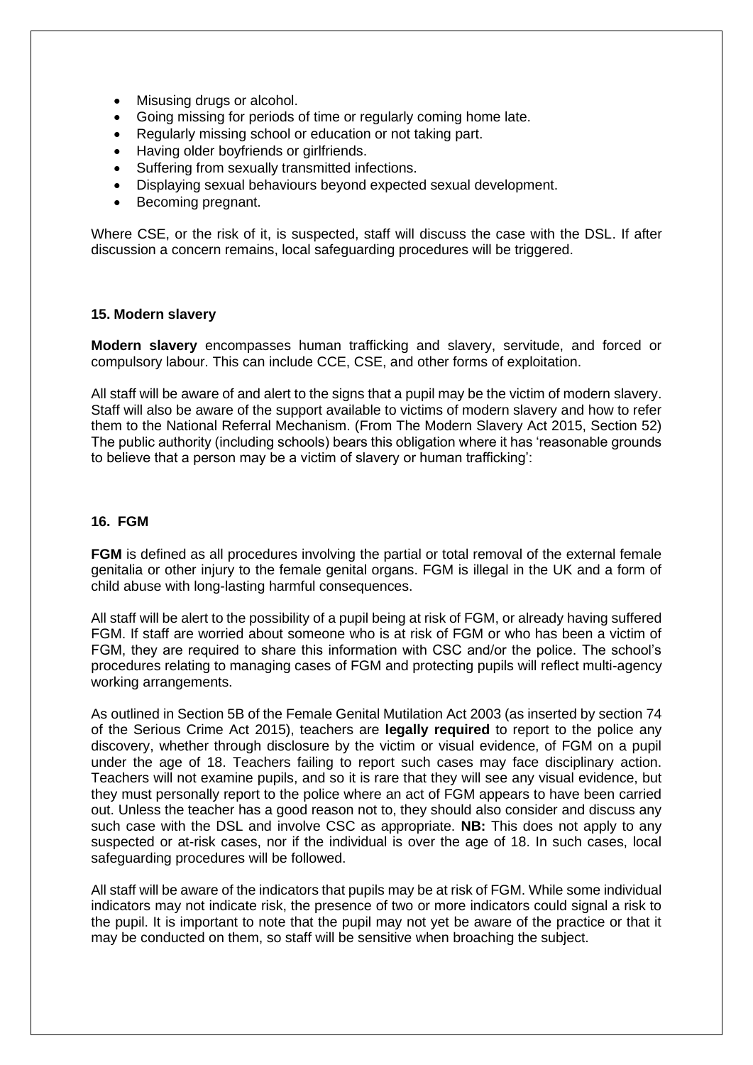- Misusing drugs or alcohol.
- Going missing for periods of time or regularly coming home late.
- Regularly missing school or education or not taking part.
- Having older boyfriends or girlfriends.
- Suffering from sexually transmitted infections.
- Displaying sexual behaviours beyond expected sexual development.
- Becoming pregnant.

Where CSE, or the risk of it, is suspected, staff will discuss the case with the DSL. If after discussion a concern remains, local safeguarding procedures will be triggered.

### 15. Modern slavery

**Modern slavery** encompasses human trafficking and slavery, servitude, and forced or compulsory labour. This can include CCE, CSE, and other forms of exploitation.

All staff will be aware of and alert to the signs that a pupil may be the victim of modern slavery. Staff will also be aware of the support available to victims of modern slavery and how to refer them to the National Referral Mechanism. (From The Modern Slavery Act 2015, Section 52) The public authority (including schools) bears this obligation where it has 'reasonable grounds to believe that a person may be a victim of slavery or human trafficking':

### 16. FGM

**FGM** is defined as all procedures involving the partial or total removal of the external female genitalia or other injury to the female genital organs. FGM is illegal in the UK and a form of child abuse with long-lasting harmful consequences.

All staff will be alert to the possibility of a pupil being at risk of FGM, or already having suffered FGM. If staff are worried about someone who is at risk of FGM or who has been a victim of FGM, they are required to share this information with CSC and/or the police. The school's procedures relating to managing cases of FGM and protecting pupils will reflect multi-agency working arrangements.

As outlined in Section 5B of the Female Genital Mutilation Act 2003 (as inserted by section 74 of the Serious Crime Act 2015), teachers are **legally required** to report to the police any discovery, whether through disclosure by the victim or visual evidence, of FGM on a pupil under the age of 18. Teachers failing to report such cases may face disciplinary action. Teachers will not examine pupils, and so it is rare that they will see any visual evidence, but they must personally report to the police where an act of FGM appears to have been carried out. Unless the teacher has a good reason not to, they should also consider and discuss any such case with the DSL and involve CSC as appropriate. **NB:** This does not apply to any suspected or at-risk cases, nor if the individual is over the age of 18. In such cases, local safeguarding procedures will be followed.

All staff will be aware of the indicators that pupils may be at risk of FGM. While some individual indicators may not indicate risk, the presence of two or more indicators could signal a risk to the pupil. It is important to note that the pupil may not yet be aware of the practice or that it may be conducted on them, so staff will be sensitive when broaching the subject.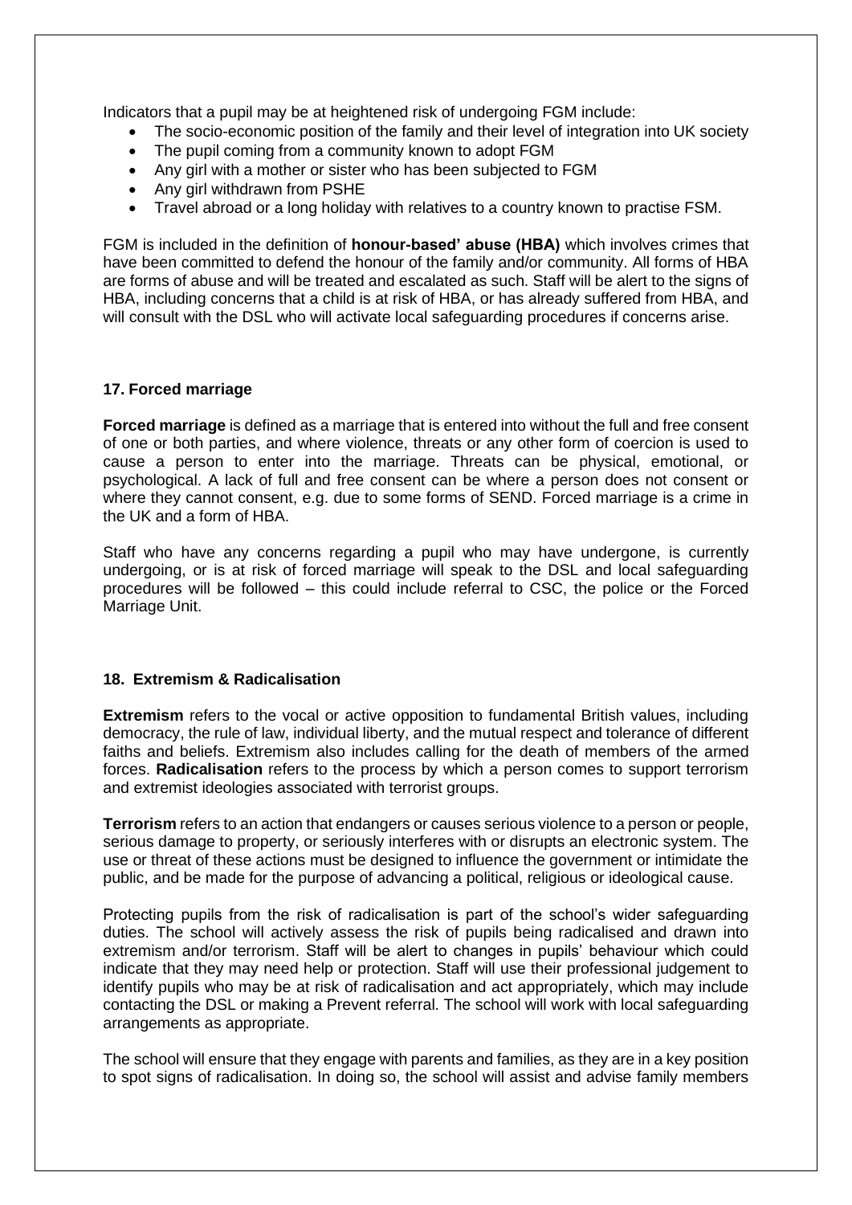Indicators that a pupil may be at heightened risk of undergoing FGM include:

- The socio-economic position of the family and their level of integration into UK society
- The pupil coming from a community known to adopt FGM
- Any girl with a mother or sister who has been subjected to FGM
- Any girl withdrawn from PSHE
- Travel abroad or a long holiday with relatives to a country known to practise FSM.

FGM is included in the definition of **honour-based' abuse (HBA)** which involves crimes that have been committed to defend the honour of the family and/or community. All forms of HBA are forms of abuse and will be treated and escalated as such. Staff will be alert to the signs of HBA, including concerns that a child is at risk of HBA, or has already suffered from HBA, and will consult with the DSL who will activate local safeguarding procedures if concerns arise.

### 17. Forced marriage

**Forced marriage** is defined as a marriage that is entered into without the full and free consent of one or both parties, and where violence, threats or any other form of coercion is used to cause a person to enter into the marriage. Threats can be physical, emotional, or psychological. A lack of full and free consent can be where a person does not consent or where they cannot consent, e.g. due to some forms of SEND. Forced marriage is a crime in the UK and a form of HBA.

Staff who have any concerns regarding a pupil who may have undergone, is currently undergoing, or is at risk of forced marriage will speak to the DSL and local safeguarding procedures will be followed – this could include referral to CSC, the police or the Forced Marriage Unit.

### 18. Extremism & Radicalisation

**Extremism** refers to the vocal or active opposition to fundamental British values, including democracy, the rule of law, individual liberty, and the mutual respect and tolerance of different faiths and beliefs. Extremism also includes calling for the death of members of the armed forces. **Radicalisation** refers to the process by which a person comes to support terrorism and extremist ideologies associated with terrorist groups.

**Terrorism** refers to an action that endangers or causes serious violence to a person or people, serious damage to property, or seriously interferes with or disrupts an electronic system. The use or threat of these actions must be designed to influence the government or intimidate the public, and be made for the purpose of advancing a political, religious or ideological cause.

Protecting pupils from the risk of radicalisation is part of the school's wider safeguarding duties. The school will actively assess the risk of pupils being radicalised and drawn into extremism and/or terrorism. Staff will be alert to changes in pupils' behaviour which could indicate that they may need help or protection. Staff will use their professional judgement to identify pupils who may be at risk of radicalisation and act appropriately, which may include contacting the DSL or making a Prevent referral. The school will work with local safeguarding arrangements as appropriate.

The school will ensure that they engage with parents and families, as they are in a key position to spot signs of radicalisation. In doing so, the school will assist and advise family members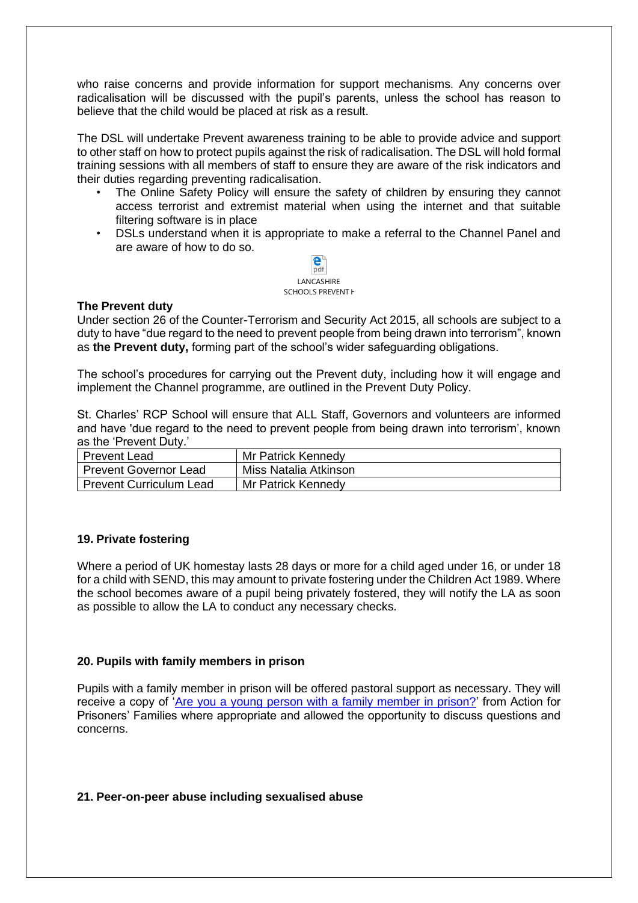who raise concerns and provide information for support mechanisms. Any concerns over radicalisation will be discussed with the pupil's parents, unless the school has reason to believe that the child would be placed at risk as a result.

The DSL will undertake Prevent awareness training to be able to provide advice and support to other staff on how to protect pupils against the risk of radicalisation. The DSL will hold formal training sessions with all members of staff to ensure they are aware of the risk indicators and their duties regarding preventing radicalisation.

- The Online Safety Policy will ensure the safety of children by ensuring they cannot access terrorist and extremist material when using the internet and that suitable filtering software is in place
- DSLs understand when it is appropriate to make a referral to the Channel Panel and are aware of how to do so.

LANCASHIRE SCHOOLS PREVENT H

**The Prevent duty**

Under section 26 of the Counter-Terrorism and Security Act 2015, all schools are subject to a duty to have "due regard to the need to prevent people from being drawn into terrorism", known as **the Prevent duty,** forming part of the school's wider safeguarding obligations.

The school's procedures for carrying out the Prevent duty, including how it will engage and implement the Channel programme, are outlined in the Prevent Duty Policy.

St. Charles' RCP School will ensure that ALL Staff, Governors and volunteers are informed and have 'due regard to the need to prevent people from being drawn into terrorism', known as the 'Prevent Duty.'

| Prevent Lead | Mr Patrick Kennedy |
|---|---|
| Prevent Governor Lead | Miss Natalia Atkinson |
| Prevent Curriculum Lead | Mr Patrick Kennedy |

**19. Private fostering**

Where a period of UK homestay lasts 28 days or more for a child aged under 16, or under 18 for a child with SEND, this may amount to private fostering under the Children Act 1989. Where the school becomes aware of a pupil being privately fostered, they will notify the LA as soon as possible to allow the LA to conduct any necessary checks.

**20. Pupils with family members in prison**

Pupils with a family member in prison will be offered pastoral support as necessary. They will receive a copy of 'Are you a young person with a family member in prison?' from Action for Prisoners' Families where appropriate and allowed the opportunity to discuss questions and concerns.

**21. Peer-on-peer abuse including sexualised abuse**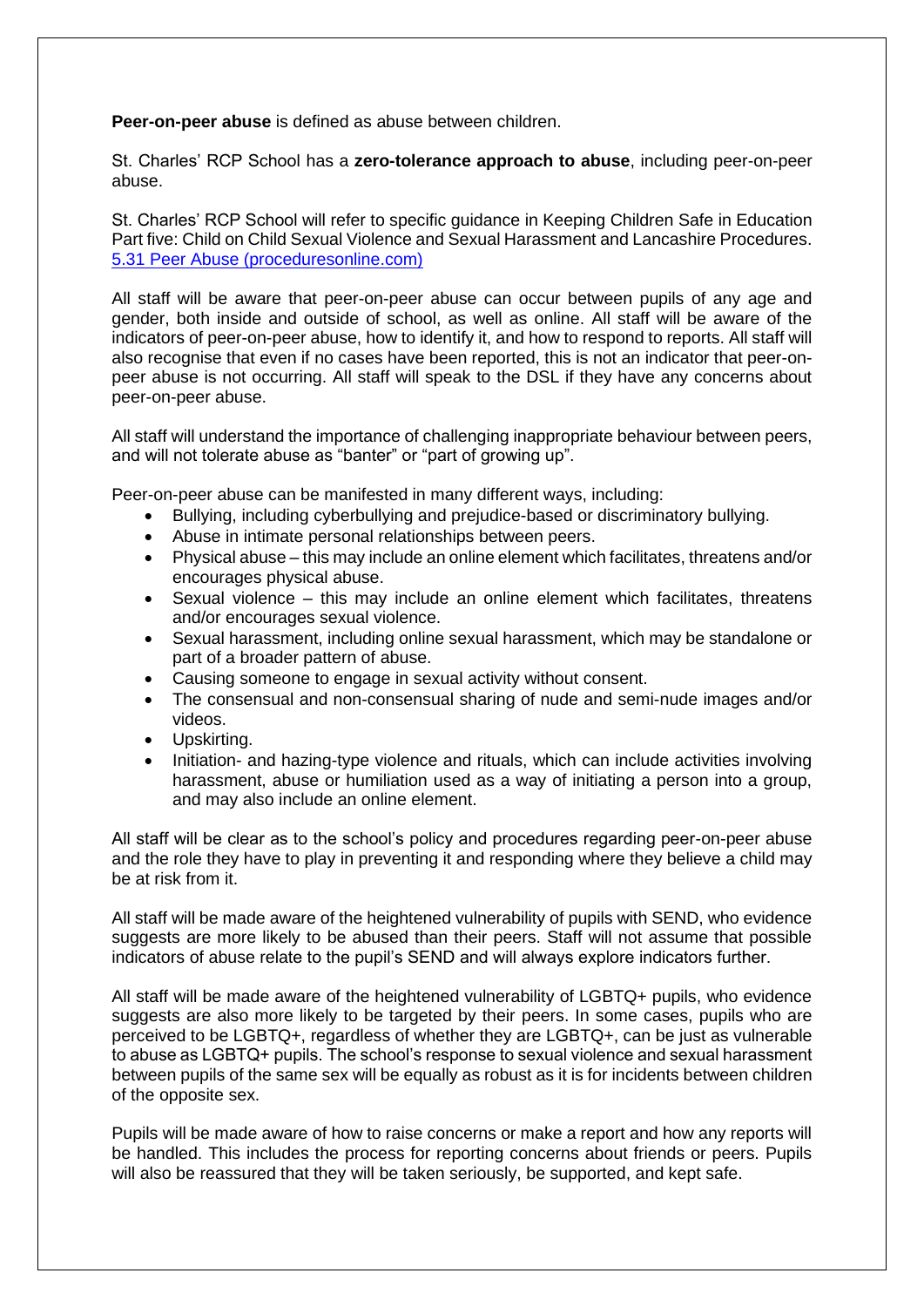**Peer-on-peer abuse** is defined as abuse between children.

St. Charles' RCP School has a **zero-tolerance approach to abuse**, including peer-on-peer abuse.

St. Charles' RCP School will refer to specific guidance in Keeping Children Safe in Education Part five: Child on Child Sexual Violence and Sexual Harassment and Lancashire Procedures. [5.31 Peer Abuse (proceduresonline.com)](proceduresonline.com)

All staff will be aware that peer-on-peer abuse can occur between pupils of any age and gender, both inside and outside of school, as well as online. All staff will be aware of the indicators of peer-on-peer abuse, how to identify it, and how to respond to reports. All staff will also recognise that even if no cases have been reported, this is not an indicator that peer-on-peer abuse is not occurring. All staff will speak to the DSL if they have any concerns about peer-on-peer abuse.

All staff will understand the importance of challenging inappropriate behaviour between peers, and will not tolerate abuse as "banter" or "part of growing up".

Peer-on-peer abuse can be manifested in many different ways, including:

- Bullying, including cyberbullying and prejudice-based or discriminatory bullying.
- Abuse in intimate personal relationships between peers.
- Physical abuse – this may include an online element which facilitates, threatens and/or encourages physical abuse.
- Sexual violence – this may include an online element which facilitates, threatens and/or encourages sexual violence.
- Sexual harassment, including online sexual harassment, which may be standalone or part of a broader pattern of abuse.
- Causing someone to engage in sexual activity without consent.
- The consensual and non-consensual sharing of nude and semi-nude images and/or videos.
- Upskirting.
- Initiation- and hazing-type violence and rituals, which can include activities involving harassment, abuse or humiliation used as a way of initiating a person into a group, and may also include an online element.

All staff will be clear as to the school's policy and procedures regarding peer-on-peer abuse and the role they have to play in preventing it and responding where they believe a child may be at risk from it.

All staff will be made aware of the heightened vulnerability of pupils with SEND, who evidence suggests are more likely to be abused than their peers. Staff will not assume that possible indicators of abuse relate to the pupil's SEND and will always explore indicators further.

All staff will be made aware of the heightened vulnerability of LGBTQ+ pupils, who evidence suggests are also more likely to be targeted by their peers. In some cases, pupils who are perceived to be LGBTQ+, regardless of whether they are LGBTQ+, can be just as vulnerable to abuse as LGBTQ+ pupils. The school's response to sexual violence and sexual harassment between pupils of the same sex will be equally as robust as it is for incidents between children of the opposite sex.

Pupils will be made aware of how to raise concerns or make a report and how any reports will be handled. This includes the process for reporting concerns about friends or peers. Pupils will also be reassured that they will be taken seriously, be supported, and kept safe.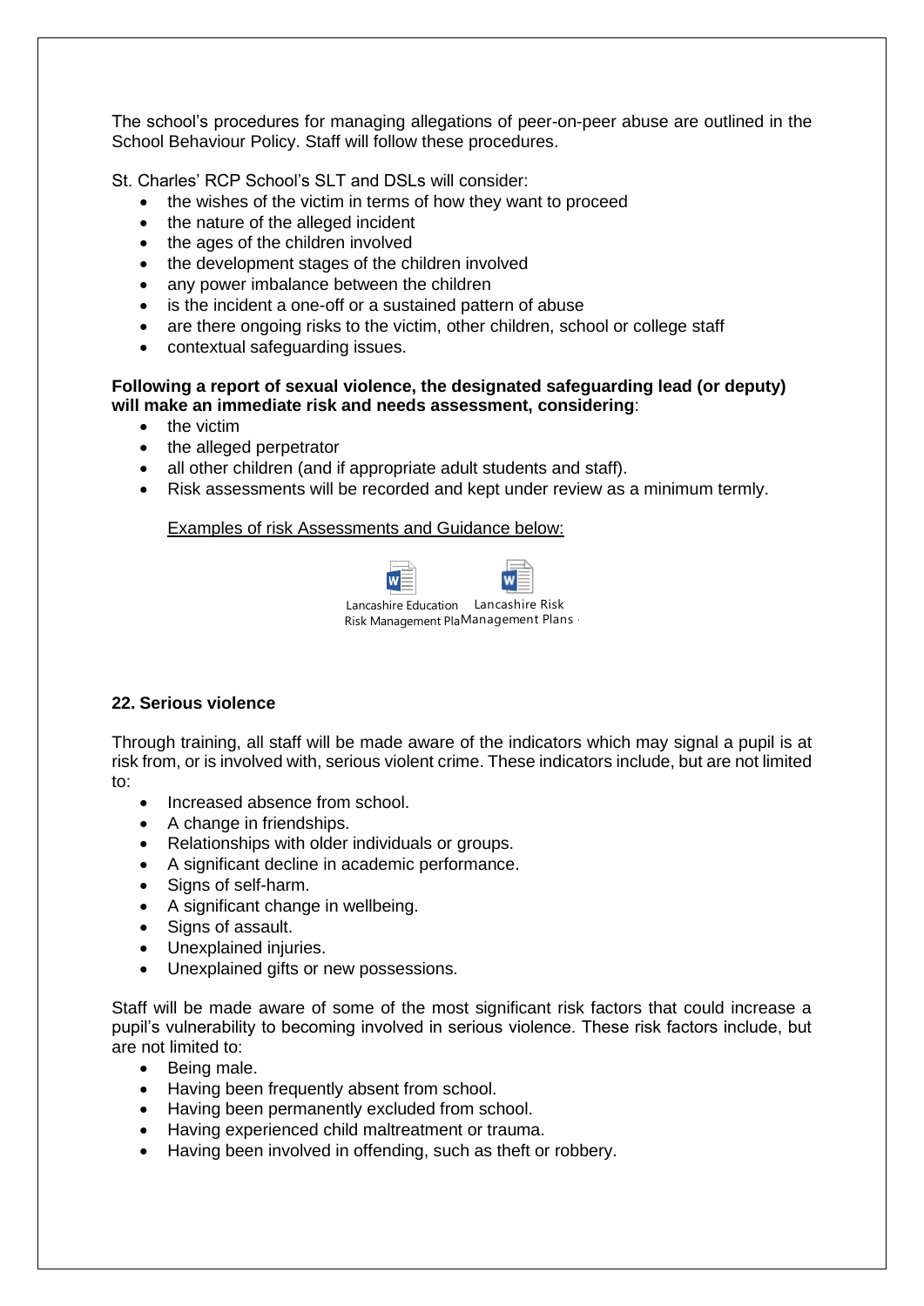The school's procedures for managing allegations of peer-on-peer abuse are outlined in the School Behaviour Policy. Staff will follow these procedures.

St. Charles' RCP School's SLT and DSLs will consider:

- the wishes of the victim in terms of how they want to proceed
- the nature of the alleged incident
- the ages of the children involved
- the development stages of the children involved
- any power imbalance between the children
- is the incident a one-off or a sustained pattern of abuse
- are there ongoing risks to the victim, other children, school or college staff
- contextual safeguarding issues.

**Following a report of sexual violence, the designated safeguarding lead (or deputy) will make an immediate risk and needs assessment, considering**:

- the victim
- the alleged perpetrator
- all other children (and if appropriate adult students and staff).
- Risk assessments will be recorded and kept under review as a minimum termly.

Examples of risk Assessments and Guidance below:

Lancashire Education Risk Management Pla Lancashire Risk Management Plans

## 22. Serious violence

Through training, all staff will be made aware of the indicators which may signal a pupil is at risk from, or is involved with, serious violent crime. These indicators include, but are not limited to:

- Increased absence from school.
- A change in friendships.
- Relationships with older individuals or groups.
- A significant decline in academic performance.
- Signs of self-harm.
- A significant change in wellbeing.
- Signs of assault.
- Unexplained injuries.
- Unexplained gifts or new possessions.

Staff will be made aware of some of the most significant risk factors that could increase a pupil's vulnerability to becoming involved in serious violence. These risk factors include, but are not limited to:

- Being male.
- Having been frequently absent from school.
- Having been permanently excluded from school.
- Having experienced child maltreatment or trauma.
- Having been involved in offending, such as theft or robbery.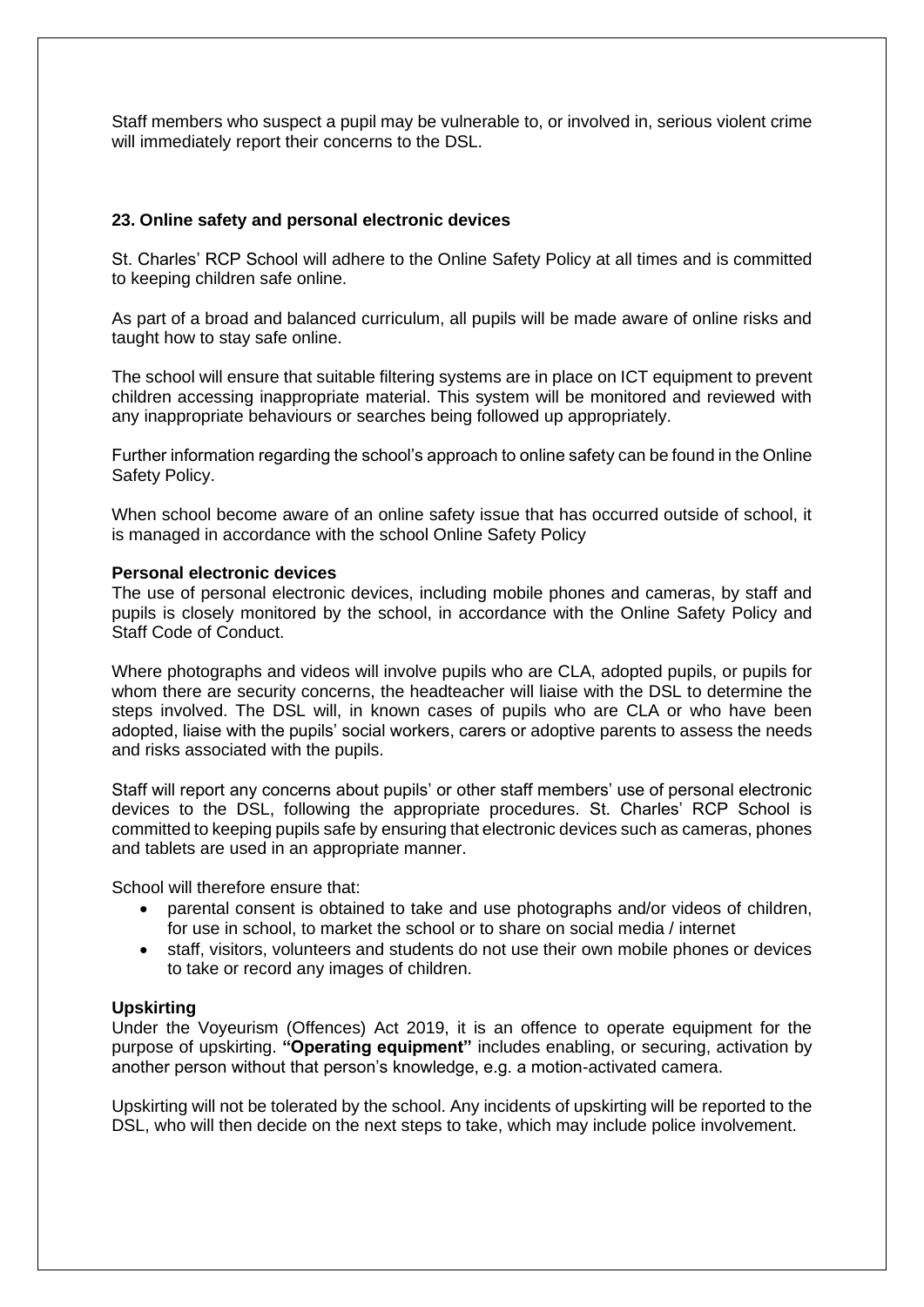Staff members who suspect a pupil may be vulnerable to, or involved in, serious violent crime will immediately report their concerns to the DSL.

## 23. Online safety and personal electronic devices

St. Charles' RCP School will adhere to the Online Safety Policy at all times and is committed to keeping children safe online.

As part of a broad and balanced curriculum, all pupils will be made aware of online risks and taught how to stay safe online.

The school will ensure that suitable filtering systems are in place on ICT equipment to prevent children accessing inappropriate material. This system will be monitored and reviewed with any inappropriate behaviours or searches being followed up appropriately.

Further information regarding the school's approach to online safety can be found in the Online Safety Policy.

When school become aware of an online safety issue that has occurred outside of school, it is managed in accordance with the school Online Safety Policy

### Personal electronic devices

The use of personal electronic devices, including mobile phones and cameras, by staff and pupils is closely monitored by the school, in accordance with the Online Safety Policy and Staff Code of Conduct.

Where photographs and videos will involve pupils who are CLA, adopted pupils, or pupils for whom there are security concerns, the headteacher will liaise with the DSL to determine the steps involved. The DSL will, in known cases of pupils who are CLA or who have been adopted, liaise with the pupils' social workers, carers or adoptive parents to assess the needs and risks associated with the pupils.

Staff will report any concerns about pupils' or other staff members' use of personal electronic devices to the DSL, following the appropriate procedures. St. Charles' RCP School is committed to keeping pupils safe by ensuring that electronic devices such as cameras, phones and tablets are used in an appropriate manner.

School will therefore ensure that:

- parental consent is obtained to take and use photographs and/or videos of children, for use in school, to market the school or to share on social media / internet
- staff, visitors, volunteers and students do not use their own mobile phones or devices to take or record any images of children.

### Upskirting

Under the Voyeurism (Offences) Act 2019, it is an offence to operate equipment for the purpose of upskirting. **"Operating equipment"** includes enabling, or securing, activation by another person without that person's knowledge, e.g. a motion-activated camera.

Upskirting will not be tolerated by the school. Any incidents of upskirting will be reported to the DSL, who will then decide on the next steps to take, which may include police involvement.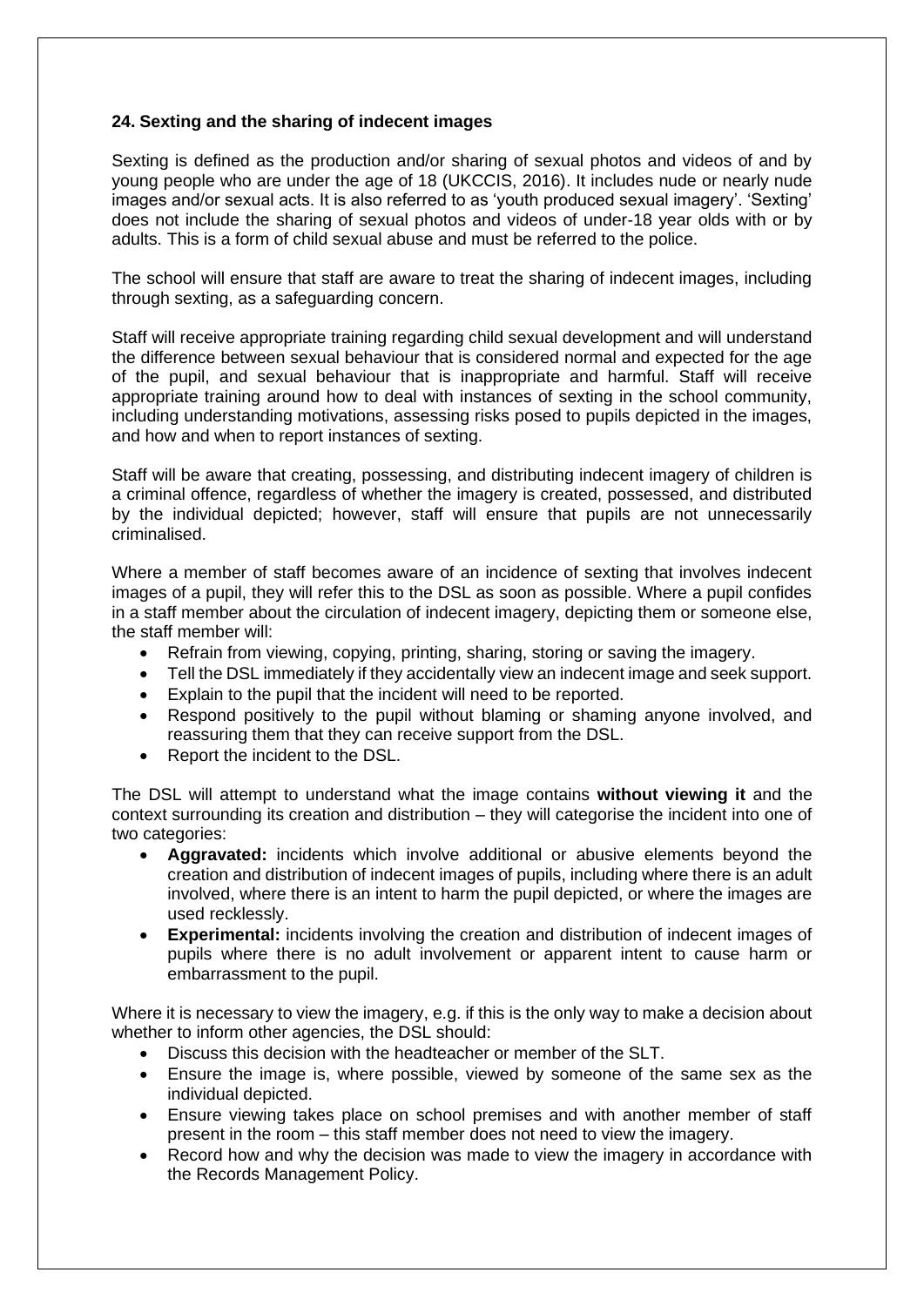### 24. Sexting and the sharing of indecent images

Sexting is defined as the production and/or sharing of sexual photos and videos of and by young people who are under the age of 18 (UKCCIS, 2016). It includes nude or nearly nude images and/or sexual acts. It is also referred to as 'youth produced sexual imagery'. 'Sexting' does not include the sharing of sexual photos and videos of under-18 year olds with or by adults. This is a form of child sexual abuse and must be referred to the police.

The school will ensure that staff are aware to treat the sharing of indecent images, including through sexting, as a safeguarding concern.

Staff will receive appropriate training regarding child sexual development and will understand the difference between sexual behaviour that is considered normal and expected for the age of the pupil, and sexual behaviour that is inappropriate and harmful. Staff will receive appropriate training around how to deal with instances of sexting in the school community, including understanding motivations, assessing risks posed to pupils depicted in the images, and how and when to report instances of sexting.

Staff will be aware that creating, possessing, and distributing indecent imagery of children is a criminal offence, regardless of whether the imagery is created, possessed, and distributed by the individual depicted; however, staff will ensure that pupils are not unnecessarily criminalised.

Where a member of staff becomes aware of an incidence of sexting that involves indecent images of a pupil, they will refer this to the DSL as soon as possible. Where a pupil confides in a staff member about the circulation of indecent imagery, depicting them or someone else, the staff member will:

- Refrain from viewing, copying, printing, sharing, storing or saving the imagery.
- Tell the DSL immediately if they accidentally view an indecent image and seek support.
- Explain to the pupil that the incident will need to be reported.
- Respond positively to the pupil without blaming or shaming anyone involved, and reassuring them that they can receive support from the DSL.
- Report the incident to the DSL.

The DSL will attempt to understand what the image contains **without viewing it** and the context surrounding its creation and distribution – they will categorise the incident into one of two categories:

- **Aggravated:** incidents which involve additional or abusive elements beyond the creation and distribution of indecent images of pupils, including where there is an adult involved, where there is an intent to harm the pupil depicted, or where the images are used recklessly.
- **Experimental:** incidents involving the creation and distribution of indecent images of pupils where there is no adult involvement or apparent intent to cause harm or embarrassment to the pupil.

Where it is necessary to view the imagery, e.g. if this is the only way to make a decision about whether to inform other agencies, the DSL should:

- Discuss this decision with the headteacher or member of the SLT.
- Ensure the image is, where possible, viewed by someone of the same sex as the individual depicted.
- Ensure viewing takes place on school premises and with another member of staff present in the room – this staff member does not need to view the imagery.
- Record how and why the decision was made to view the imagery in accordance with the Records Management Policy.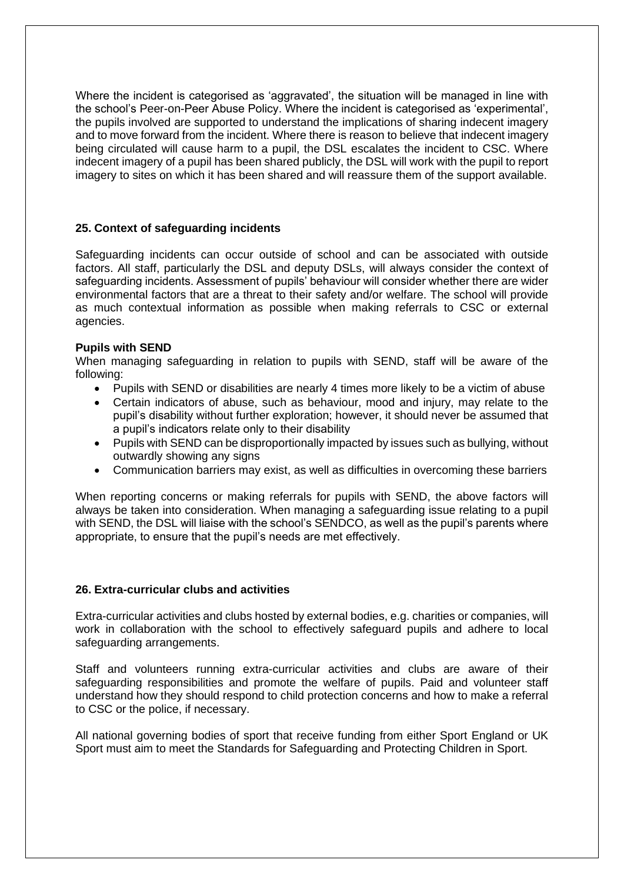Where the incident is categorised as 'aggravated', the situation will be managed in line with the school's Peer-on-Peer Abuse Policy. Where the incident is categorised as 'experimental', the pupils involved are supported to understand the implications of sharing indecent imagery and to move forward from the incident. Where there is reason to believe that indecent imagery being circulated will cause harm to a pupil, the DSL escalates the incident to CSC. Where indecent imagery of a pupil has been shared publicly, the DSL will work with the pupil to report imagery to sites on which it has been shared and will reassure them of the support available.

## 25. Context of safeguarding incidents

Safeguarding incidents can occur outside of school and can be associated with outside factors. All staff, particularly the DSL and deputy DSLs, will always consider the context of safeguarding incidents. Assessment of pupils' behaviour will consider whether there are wider environmental factors that are a threat to their safety and/or welfare. The school will provide as much contextual information as possible when making referrals to CSC or external agencies.

**Pupils with SEND**

When managing safeguarding in relation to pupils with SEND, staff will be aware of the following:

- Pupils with SEND or disabilities are nearly 4 times more likely to be a victim of abuse
- Certain indicators of abuse, such as behaviour, mood and injury, may relate to the pupil's disability without further exploration; however, it should never be assumed that a pupil's indicators relate only to their disability
- Pupils with SEND can be disproportionally impacted by issues such as bullying, without outwardly showing any signs
- Communication barriers may exist, as well as difficulties in overcoming these barriers

When reporting concerns or making referrals for pupils with SEND, the above factors will always be taken into consideration. When managing a safeguarding issue relating to a pupil with SEND, the DSL will liaise with the school's SENDCO, as well as the pupil's parents where appropriate, to ensure that the pupil's needs are met effectively.

## 26. Extra-curricular clubs and activities

Extra-curricular activities and clubs hosted by external bodies, e.g. charities or companies, will work in collaboration with the school to effectively safeguard pupils and adhere to local safeguarding arrangements.

Staff and volunteers running extra-curricular activities and clubs are aware of their safeguarding responsibilities and promote the welfare of pupils. Paid and volunteer staff understand how they should respond to child protection concerns and how to make a referral to CSC or the police, if necessary.

All national governing bodies of sport that receive funding from either Sport England or UK Sport must aim to meet the Standards for Safeguarding and Protecting Children in Sport.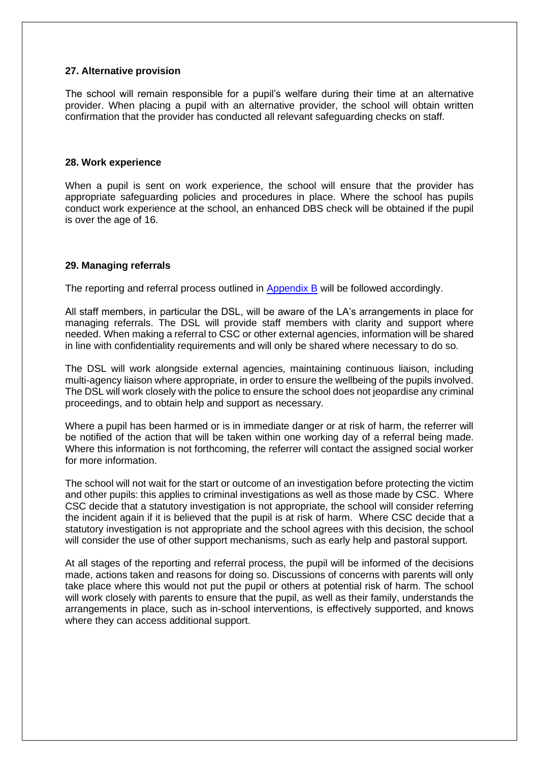**27. Alternative provision**

The school will remain responsible for a pupil's welfare during their time at an alternative provider. When placing a pupil with an alternative provider, the school will obtain written confirmation that the provider has conducted all relevant safeguarding checks on staff.

**28. Work experience**

When a pupil is sent on work experience, the school will ensure that the provider has appropriate safeguarding policies and procedures in place. Where the school has pupils conduct work experience at the school, an enhanced DBS check will be obtained if the pupil is over the age of 16.

**29. Managing referrals**

The reporting and referral process outlined in Appendix B will be followed accordingly.

All staff members, in particular the DSL, will be aware of the LA's arrangements in place for managing referrals. The DSL will provide staff members with clarity and support where needed. When making a referral to CSC or other external agencies, information will be shared in line with confidentiality requirements and will only be shared where necessary to do so.

The DSL will work alongside external agencies, maintaining continuous liaison, including multi-agency liaison where appropriate, in order to ensure the wellbeing of the pupils involved. The DSL will work closely with the police to ensure the school does not jeopardise any criminal proceedings, and to obtain help and support as necessary.

Where a pupil has been harmed or is in immediate danger or at risk of harm, the referrer will be notified of the action that will be taken within one working day of a referral being made. Where this information is not forthcoming, the referrer will contact the assigned social worker for more information.

The school will not wait for the start or outcome of an investigation before protecting the victim and other pupils: this applies to criminal investigations as well as those made by CSC. Where CSC decide that a statutory investigation is not appropriate, the school will consider referring the incident again if it is believed that the pupil is at risk of harm. Where CSC decide that a statutory investigation is not appropriate and the school agrees with this decision, the school will consider the use of other support mechanisms, such as early help and pastoral support.

At all stages of the reporting and referral process, the pupil will be informed of the decisions made, actions taken and reasons for doing so. Discussions of concerns with parents will only take place where this would not put the pupil or others at potential risk of harm. The school will work closely with parents to ensure that the pupil, as well as their family, understands the arrangements in place, such as in-school interventions, is effectively supported, and knows where they can access additional support.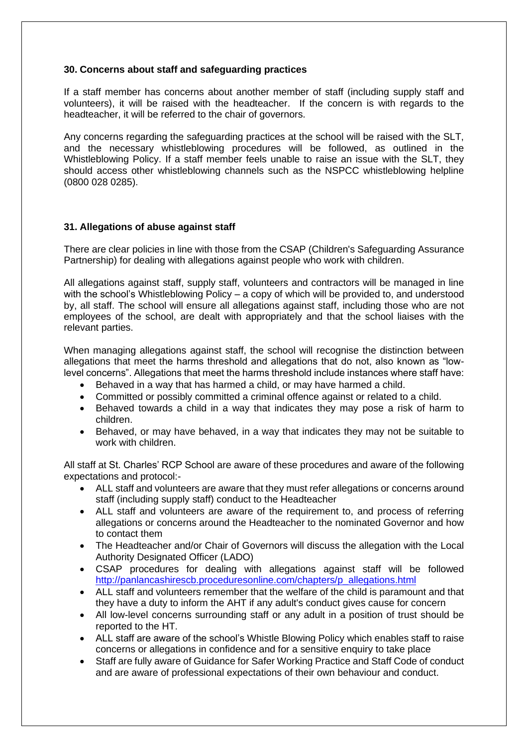## 30. Concerns about staff and safeguarding practices

If a staff member has concerns about another member of staff (including supply staff and volunteers), it will be raised with the headteacher. If the concern is with regards to the headteacher, it will be referred to the chair of governors.

Any concerns regarding the safeguarding practices at the school will be raised with the SLT, and the necessary whistleblowing procedures will be followed, as outlined in the Whistleblowing Policy. If a staff member feels unable to raise an issue with the SLT, they should access other whistleblowing channels such as the NSPCC whistleblowing helpline (0800 028 0285).

## 31. Allegations of abuse against staff

There are clear policies in line with those from the CSAP (Children's Safeguarding Assurance Partnership) for dealing with allegations against people who work with children.

All allegations against staff, supply staff, volunteers and contractors will be managed in line with the school's Whistleblowing Policy – a copy of which will be provided to, and understood by, all staff. The school will ensure all allegations against staff, including those who are not employees of the school, are dealt with appropriately and that the school liaises with the relevant parties.

When managing allegations against staff, the school will recognise the distinction between allegations that meet the harms threshold and allegations that do not, also known as "low-level concerns". Allegations that meet the harms threshold include instances where staff have:

- Behaved in a way that has harmed a child, or may have harmed a child.
- Committed or possibly committed a criminal offence against or related to a child.
- Behaved towards a child in a way that indicates they may pose a risk of harm to children.
- Behaved, or may have behaved, in a way that indicates they may not be suitable to work with children.

All staff at St. Charles' RCP School are aware of these procedures and aware of the following expectations and protocol:-

- ALL staff and volunteers are aware that they must refer allegations or concerns around staff (including supply staff) conduct to the Headteacher
- ALL staff and volunteers are aware of the requirement to, and process of referring allegations or concerns around the Headteacher to the nominated Governor and how to contact them
- The Headteacher and/or Chair of Governors will discuss the allegation with the Local Authority Designated Officer (LADO)
- CSAP procedures for dealing with allegations against staff will be followed [http://panlancashirescb.proceduresonline.com/chapters/p_allegations.html](http://panlancashirescb.proceduresonline.com/chapters/p_allegations.html)
- ALL staff and volunteers remember that the welfare of the child is paramount and that they have a duty to inform the AHT if any adult's conduct gives cause for concern
- All low-level concerns surrounding staff or any adult in a position of trust should be reported to the HT.
- ALL staff are aware of the school's Whistle Blowing Policy which enables staff to raise concerns or allegations in confidence and for a sensitive enquiry to take place
- Staff are fully aware of Guidance for Safer Working Practice and Staff Code of conduct and are aware of professional expectations of their own behaviour and conduct.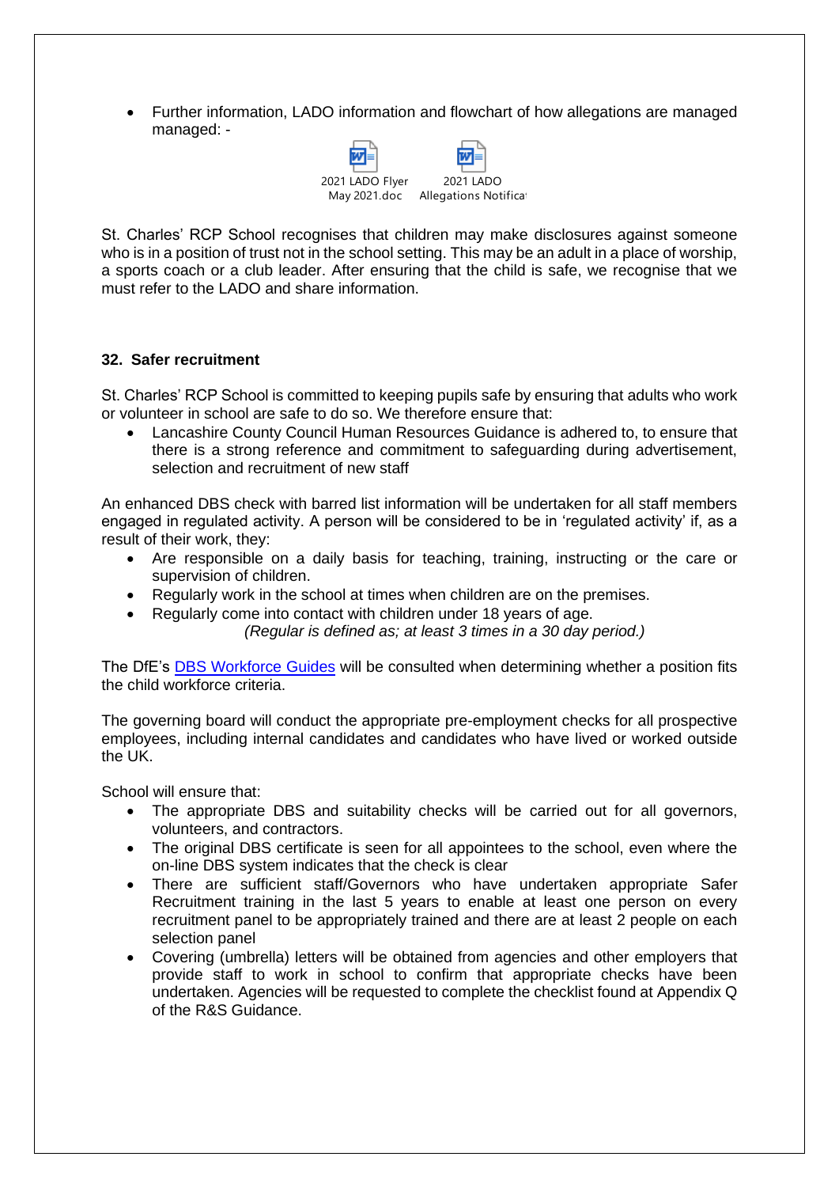- Further information, LADO information and flowchart of how allegations are managed managed: -

2021 LADO Flyer May 2021.doc    2021 LADO Allegations Notificat

St. Charles' RCP School recognises that children may make disclosures against someone who is in a position of trust not in the school setting. This may be an adult in a place of worship, a sports coach or a club leader. After ensuring that the child is safe, we recognise that we must refer to the LADO and share information.

**32. Safer recruitment**

St. Charles' RCP School is committed to keeping pupils safe by ensuring that adults who work or volunteer in school are safe to do so. We therefore ensure that:

- Lancashire County Council Human Resources Guidance is adhered to, to ensure that there is a strong reference and commitment to safeguarding during advertisement, selection and recruitment of new staff

An enhanced DBS check with barred list information will be undertaken for all staff members engaged in regulated activity. A person will be considered to be in 'regulated activity' if, as a result of their work, they:

- Are responsible on a daily basis for teaching, training, instructing or the care or supervision of children.
- Regularly work in the school at times when children are on the premises.
- Regularly come into contact with children under 18 years of age.

*(Regular is defined as; at least 3 times in a 30 day period.)*

The DfE's [DBS Workforce Guides] will be consulted when determining whether a position fits the child workforce criteria.

The governing board will conduct the appropriate pre-employment checks for all prospective employees, including internal candidates and candidates who have lived or worked outside the UK.

School will ensure that:

- The appropriate DBS and suitability checks will be carried out for all governors, volunteers, and contractors.
- The original DBS certificate is seen for all appointees to the school, even where the on-line DBS system indicates that the check is clear
- There are sufficient staff/Governors who have undertaken appropriate Safer Recruitment training in the last 5 years to enable at least one person on every recruitment panel to be appropriately trained and there are at least 2 people on each selection panel
- Covering (umbrella) letters will be obtained from agencies and other employers that provide staff to work in school to confirm that appropriate checks have been undertaken. Agencies will be requested to complete the checklist found at Appendix Q of the R&S Guidance.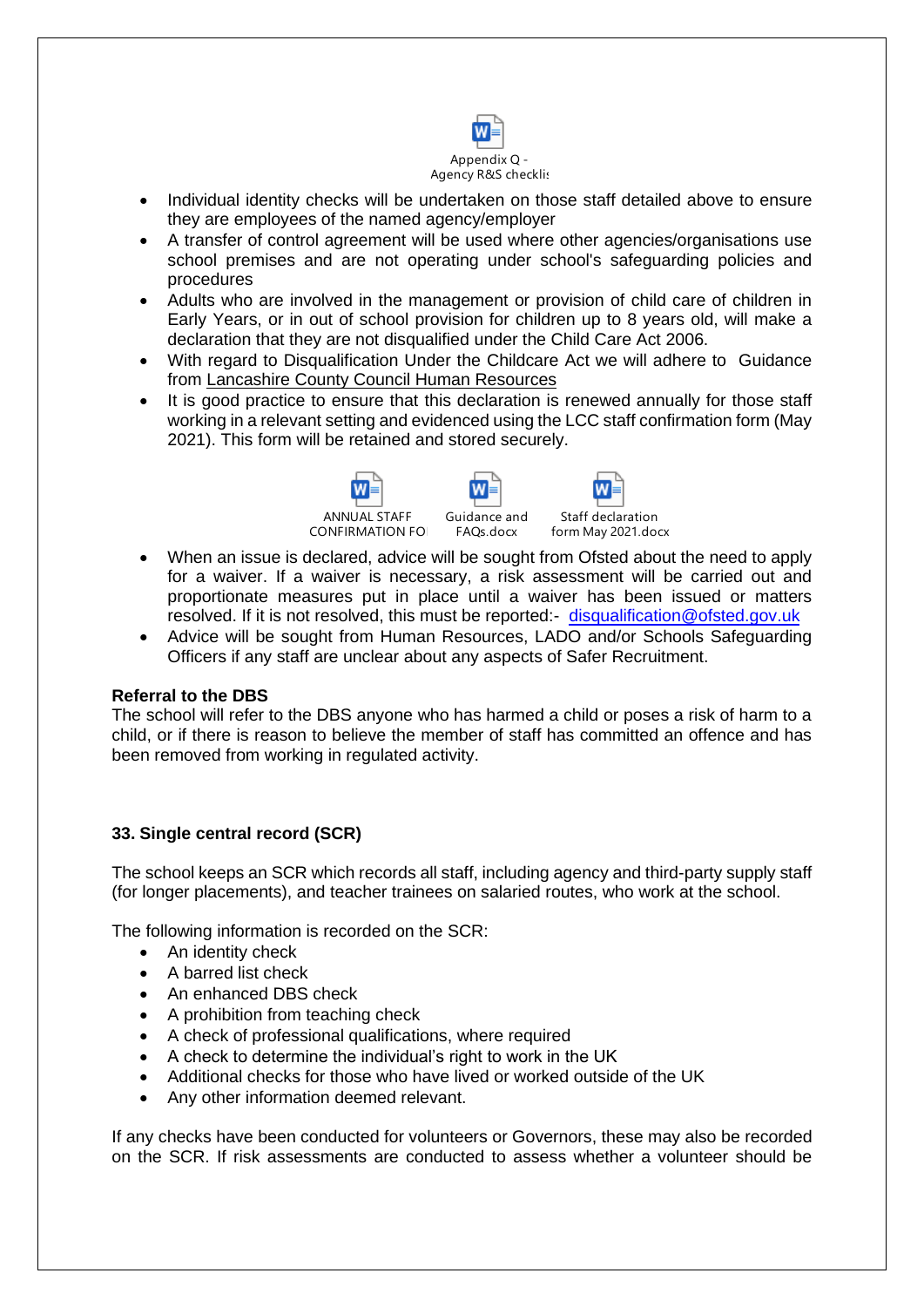Appendix Q - Agency R&S checklis

- Individual identity checks will be undertaken on those staff detailed above to ensure they are employees of the named agency/employer
- A transfer of control agreement will be used where other agencies/organisations use school premises and are not operating under school's safeguarding policies and procedures
- Adults who are involved in the management or provision of child care of children in Early Years, or in out of school provision for children up to 8 years old, will make a declaration that they are not disqualified under the Child Care Act 2006.
- With regard to Disqualification Under the Childcare Act we will adhere to Guidance from Lancashire County Council Human Resources
- It is good practice to ensure that this declaration is renewed annually for those staff working in a relevant setting and evidenced using the LCC staff confirmation form (May 2021). This form will be retained and stored securely.

ANNUAL STAFF CONFIRMATION FO | Guidance and FAQs.docx | Staff declaration form May 2021.docx

- When an issue is declared, advice will be sought from Ofsted about the need to apply for a waiver. If a waiver is necessary, a risk assessment will be carried out and proportionate measures put in place until a waiver has been issued or matters resolved. If it is not resolved, this must be reported:- disqualification@ofsted.gov.uk
- Advice will be sought from Human Resources, LADO and/or Schools Safeguarding Officers if any staff are unclear about any aspects of Safer Recruitment.

**Referral to the DBS**
The school will refer to the DBS anyone who has harmed a child or poses a risk of harm to a child, or if there is reason to believe the member of staff has committed an offence and has been removed from working in regulated activity.

### 33. Single central record (SCR)

The school keeps an SCR which records all staff, including agency and third-party supply staff (for longer placements), and teacher trainees on salaried routes, who work at the school.

The following information is recorded on the SCR:

- An identity check
- A barred list check
- An enhanced DBS check
- A prohibition from teaching check
- A check of professional qualifications, where required
- A check to determine the individual's right to work in the UK
- Additional checks for those who have lived or worked outside of the UK
- Any other information deemed relevant.

If any checks have been conducted for volunteers or Governors, these may also be recorded on the SCR. If risk assessments are conducted to assess whether a volunteer should be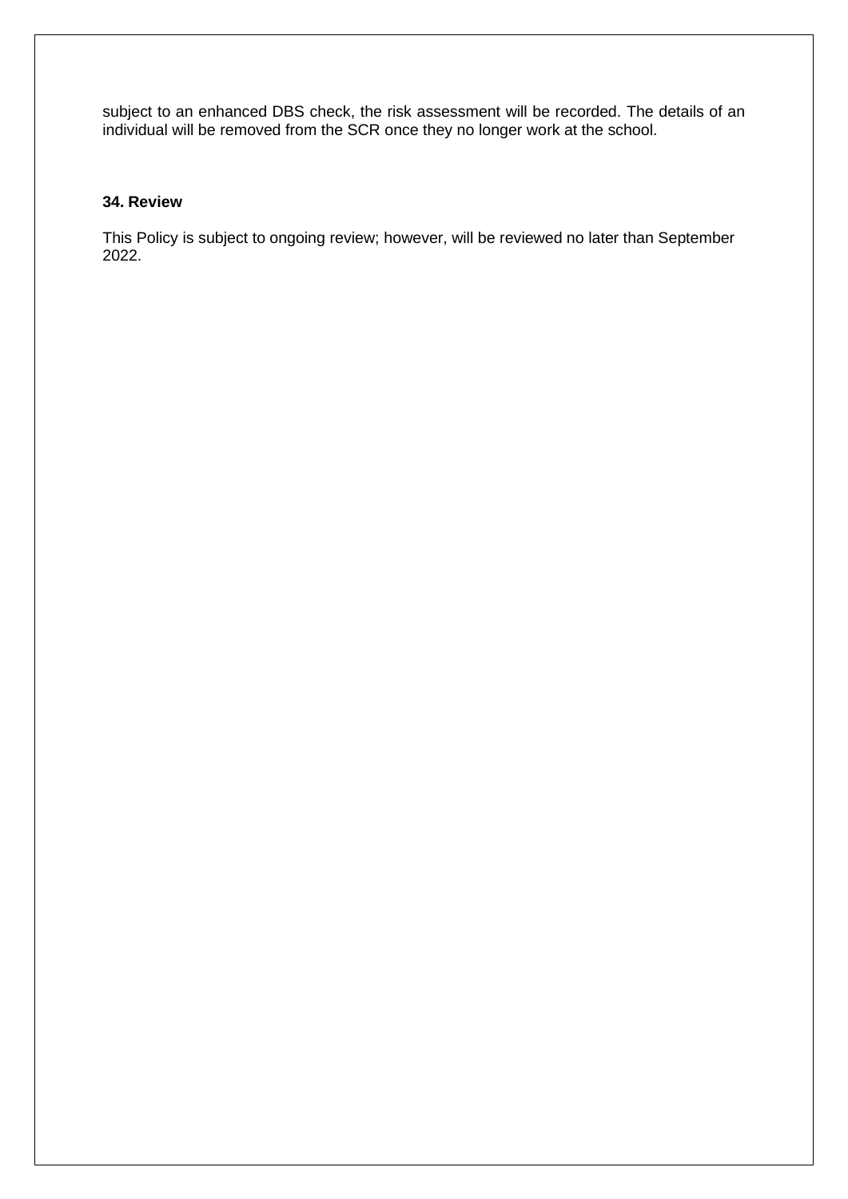subject to an enhanced DBS check, the risk assessment will be recorded. The details of an individual will be removed from the SCR once they no longer work at the school.

### 34. Review

This Policy is subject to ongoing review; however, will be reviewed no later than September 2022.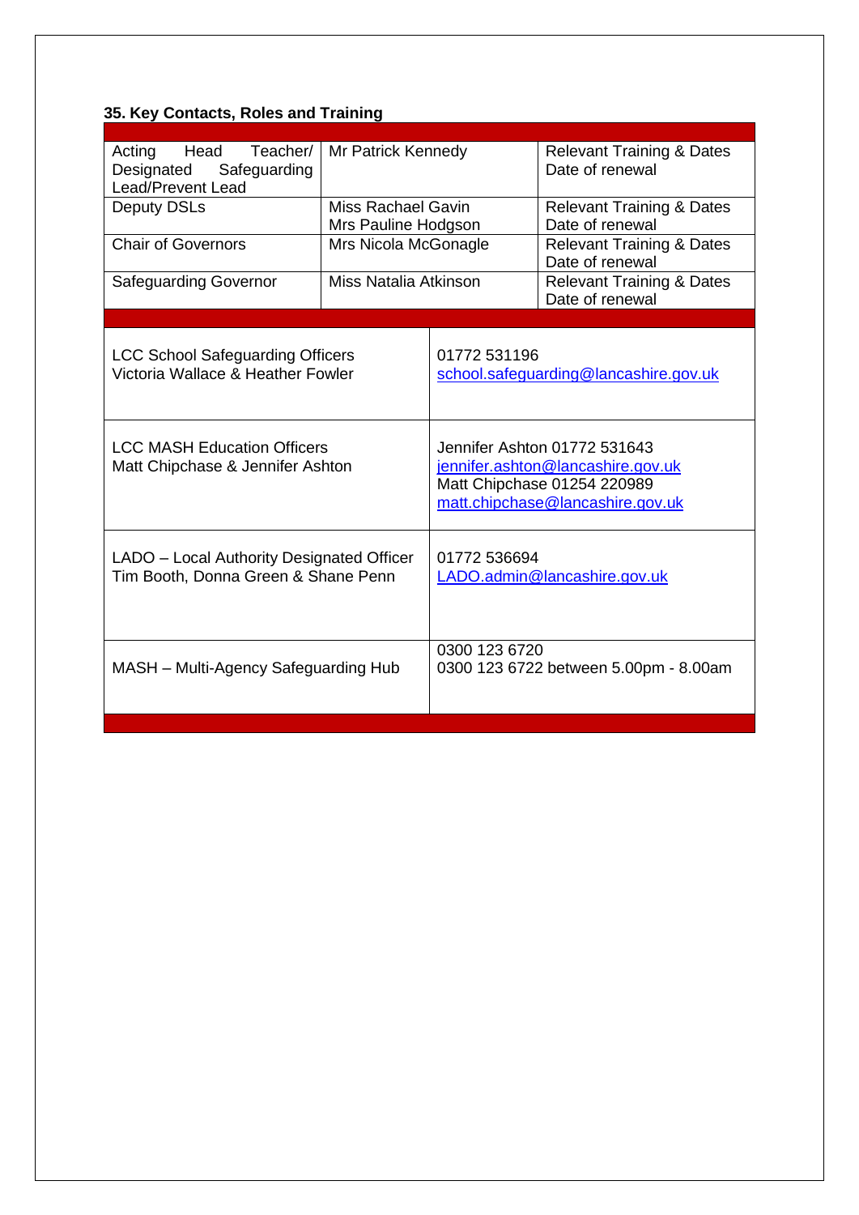## 35. Key Contacts, Roles and Training

| | | |
|---|---|---|
| Acting Head Teacher/ Designated Safeguarding Lead/Prevent Lead | Mr Patrick Kennedy | Relevant Training & Dates<br>Date of renewal |
| Deputy DSLs | Miss Rachael Gavin<br>Mrs Pauline Hodgson | Relevant Training & Dates<br>Date of renewal |
| Chair of Governors | Mrs Nicola McGonagle | Relevant Training & Dates<br>Date of renewal |
| Safeguarding Governor | Miss Natalia Atkinson | Relevant Training & Dates<br>Date of renewal |

| | |
|---|---|
| LCC School Safeguarding Officers<br>Victoria Wallace & Heather Fowler | 01772 531196<br>school.safeguarding@lancashire.gov.uk |
| LCC MASH Education Officers<br>Matt Chipchase & Jennifer Ashton | Jennifer Ashton 01772 531643<br>jennifer.ashton@lancashire.gov.uk<br>Matt Chipchase 01254 220989<br>matt.chipchase@lancashire.gov.uk |
| LADO – Local Authority Designated Officer<br>Tim Booth, Donna Green & Shane Penn | 01772 536694<br>LADO.admin@lancashire.gov.uk |
| MASH – Multi-Agency Safeguarding Hub | 0300 123 6720<br>0300 123 6722 between 5.00pm - 8.00am |